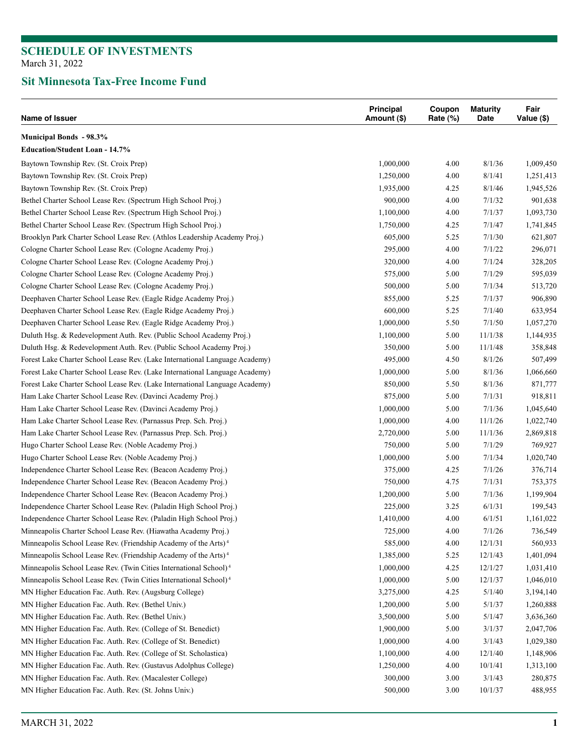# SCHEDULE OF INVESTMENTS

March 31, 2022

## Sit Minnesota Tax-Free Income Fund

| Name of Issuer | Principal Amount ($) | Coupon Rate (%) | Maturity Date | Fair Value ($) |
|---|---|---|---|---|
| **Municipal Bonds - 98.3%** | | | | |
| **Education/Student Loan - 14.7%** | | | | |
| Baytown Township Rev. (St. Croix Prep) | 1,000,000 | 4.00 | 8/1/36 | 1,009,450 |
| Baytown Township Rev. (St. Croix Prep) | 1,250,000 | 4.00 | 8/1/41 | 1,251,413 |
| Baytown Township Rev. (St. Croix Prep) | 1,935,000 | 4.25 | 8/1/46 | 1,945,526 |
| Bethel Charter School Lease Rev. (Spectrum High School Proj.) | 900,000 | 4.00 | 7/1/32 | 901,638 |
| Bethel Charter School Lease Rev. (Spectrum High School Proj.) | 1,100,000 | 4.00 | 7/1/37 | 1,093,730 |
| Bethel Charter School Lease Rev. (Spectrum High School Proj.) | 1,750,000 | 4.25 | 7/1/47 | 1,741,845 |
| Brooklyn Park Charter School Lease Rev. (Athlos Leadership Academy Proj.) | 605,000 | 5.25 | 7/1/30 | 621,807 |
| Cologne Charter School Lease Rev. (Cologne Academy Proj.) | 295,000 | 4.00 | 7/1/22 | 296,071 |
| Cologne Charter School Lease Rev. (Cologne Academy Proj.) | 320,000 | 4.00 | 7/1/24 | 328,205 |
| Cologne Charter School Lease Rev. (Cologne Academy Proj.) | 575,000 | 5.00 | 7/1/29 | 595,039 |
| Cologne Charter School Lease Rev. (Cologne Academy Proj.) | 500,000 | 5.00 | 7/1/34 | 513,720 |
| Deephaven Charter School Lease Rev. (Eagle Ridge Academy Proj.) | 855,000 | 5.25 | 7/1/37 | 906,890 |
| Deephaven Charter School Lease Rev. (Eagle Ridge Academy Proj.) | 600,000 | 5.25 | 7/1/40 | 633,954 |
| Deephaven Charter School Lease Rev. (Eagle Ridge Academy Proj.) | 1,000,000 | 5.50 | 7/1/50 | 1,057,270 |
| Duluth Hsg. & Redevelopment Auth. Rev. (Public School Academy Proj.) | 1,100,000 | 5.00 | 11/1/38 | 1,144,935 |
| Duluth Hsg. & Redevelopment Auth. Rev. (Public School Academy Proj.) | 350,000 | 5.00 | 11/1/48 | 358,848 |
| Forest Lake Charter School Lease Rev. (Lake International Language Academy) | 495,000 | 4.50 | 8/1/26 | 507,499 |
| Forest Lake Charter School Lease Rev. (Lake International Language Academy) | 1,000,000 | 5.00 | 8/1/36 | 1,066,660 |
| Forest Lake Charter School Lease Rev. (Lake International Language Academy) | 850,000 | 5.50 | 8/1/36 | 871,777 |
| Ham Lake Charter School Lease Rev. (Davinci Academy Proj.) | 875,000 | 5.00 | 7/1/31 | 918,811 |
| Ham Lake Charter School Lease Rev. (Davinci Academy Proj.) | 1,000,000 | 5.00 | 7/1/36 | 1,045,640 |
| Ham Lake Charter School Lease Rev. (Parnassus Prep. Sch. Proj.) | 1,000,000 | 4.00 | 11/1/26 | 1,022,740 |
| Ham Lake Charter School Lease Rev. (Parnassus Prep. Sch. Proj.) | 2,720,000 | 5.00 | 11/1/36 | 2,869,818 |
| Hugo Charter School Lease Rev. (Noble Academy Proj.) | 750,000 | 5.00 | 7/1/29 | 769,927 |
| Hugo Charter School Lease Rev. (Noble Academy Proj.) | 1,000,000 | 5.00 | 7/1/34 | 1,020,740 |
| Independence Charter School Lease Rev. (Beacon Academy Proj.) | 375,000 | 4.25 | 7/1/26 | 376,714 |
| Independence Charter School Lease Rev. (Beacon Academy Proj.) | 750,000 | 4.75 | 7/1/31 | 753,375 |
| Independence Charter School Lease Rev. (Beacon Academy Proj.) | 1,200,000 | 5.00 | 7/1/36 | 1,199,904 |
| Independence Charter School Lease Rev. (Paladin High School Proj.) | 225,000 | 3.25 | 6/1/31 | 199,543 |
| Independence Charter School Lease Rev. (Paladin High School Proj.) | 1,410,000 | 4.00 | 6/1/51 | 1,161,022 |
| Minneapolis Charter School Lease Rev. (Hiawatha Academy Proj.) | 725,000 | 4.00 | 7/1/26 | 736,549 |
| Minneapolis School Lease Rev. (Friendship Academy of the Arts) [4] | 585,000 | 4.00 | 12/1/31 | 560,933 |
| Minneapolis School Lease Rev. (Friendship Academy of the Arts) [4] | 1,385,000 | 5.25 | 12/1/43 | 1,401,094 |
| Minneapolis School Lease Rev. (Twin Cities International School) [4] | 1,000,000 | 4.25 | 12/1/27 | 1,031,410 |
| Minneapolis School Lease Rev. (Twin Cities International School) [4] | 1,000,000 | 5.00 | 12/1/37 | 1,046,010 |
| MN Higher Education Fac. Auth. Rev. (Augsburg College) | 3,275,000 | 4.25 | 5/1/40 | 3,194,140 |
| MN Higher Education Fac. Auth. Rev. (Bethel Univ.) | 1,200,000 | 5.00 | 5/1/37 | 1,260,888 |
| MN Higher Education Fac. Auth. Rev. (Bethel Univ.) | 3,500,000 | 5.00 | 5/1/47 | 3,636,360 |
| MN Higher Education Fac. Auth. Rev. (College of St. Benedict) | 1,900,000 | 5.00 | 3/1/37 | 2,047,706 |
| MN Higher Education Fac. Auth. Rev. (College of St. Benedict) | 1,000,000 | 4.00 | 3/1/43 | 1,029,380 |
| MN Higher Education Fac. Auth. Rev. (College of St. Scholastica) | 1,100,000 | 4.00 | 12/1/40 | 1,148,906 |
| MN Higher Education Fac. Auth. Rev. (Gustavus Adolphus College) | 1,250,000 | 4.00 | 10/1/41 | 1,313,100 |
| MN Higher Education Fac. Auth. Rev. (Macalester College) | 300,000 | 3.00 | 3/1/43 | 280,875 |
| MN Higher Education Fac. Auth. Rev. (St. Johns Univ.) | 500,000 | 3.00 | 10/1/37 | 488,955 |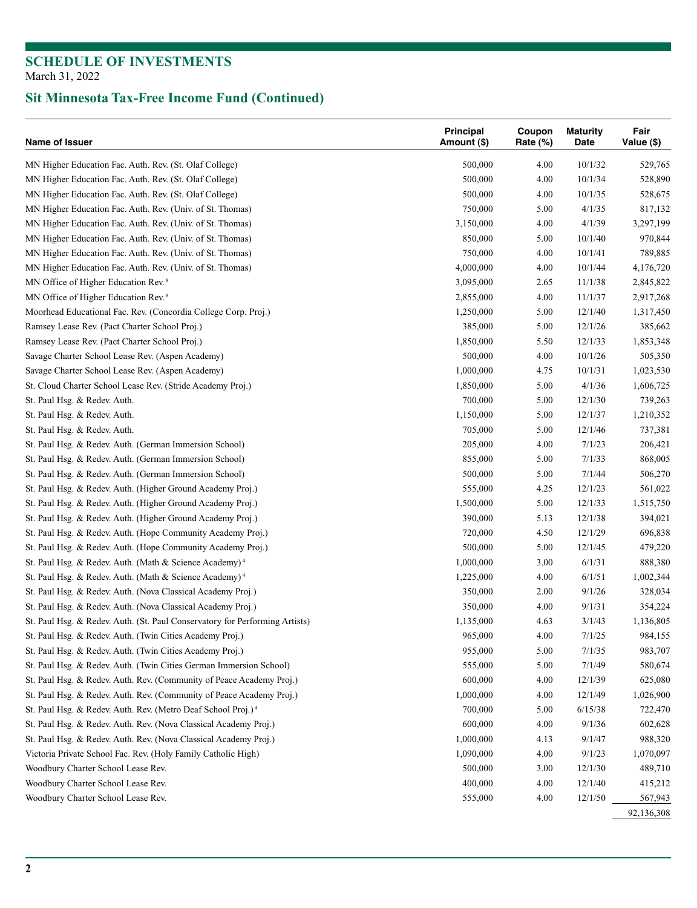## SCHEDULE OF INVESTMENTS

March 31, 2022

## Sit Minnesota Tax-Free Income Fund (Continued)

| Name of Issuer | Principal Amount ($) | Coupon Rate (%) | Maturity Date | Fair Value ($) |
|---|---|---|---|---|
| MN Higher Education Fac. Auth. Rev. (St. Olaf College) | 500,000 | 4.00 | 10/1/32 | 529,765 |
| MN Higher Education Fac. Auth. Rev. (St. Olaf College) | 500,000 | 4.00 | 10/1/34 | 528,890 |
| MN Higher Education Fac. Auth. Rev. (St. Olaf College) | 500,000 | 4.00 | 10/1/35 | 528,675 |
| MN Higher Education Fac. Auth. Rev. (Univ. of St. Thomas) | 750,000 | 5.00 | 4/1/35 | 817,132 |
| MN Higher Education Fac. Auth. Rev. (Univ. of St. Thomas) | 3,150,000 | 4.00 | 4/1/39 | 3,297,199 |
| MN Higher Education Fac. Auth. Rev. (Univ. of St. Thomas) | 850,000 | 5.00 | 10/1/40 | 970,844 |
| MN Higher Education Fac. Auth. Rev. (Univ. of St. Thomas) | 750,000 | 4.00 | 10/1/41 | 789,885 |
| MN Higher Education Fac. Auth. Rev. (Univ. of St. Thomas) | 4,000,000 | 4.00 | 10/1/44 | 4,176,720 |
| MN Office of Higher Education Rev. [8] | 3,095,000 | 2.65 | 11/1/38 | 2,845,822 |
| MN Office of Higher Education Rev. [8] | 2,855,000 | 4.00 | 11/1/37 | 2,917,268 |
| Moorhead Educational Fac. Rev. (Concordia College Corp. Proj.) | 1,250,000 | 5.00 | 12/1/40 | 1,317,450 |
| Ramsey Lease Rev. (Pact Charter School Proj.) | 385,000 | 5.00 | 12/1/26 | 385,662 |
| Ramsey Lease Rev. (Pact Charter School Proj.) | 1,850,000 | 5.50 | 12/1/33 | 1,853,348 |
| Savage Charter School Lease Rev. (Aspen Academy) | 500,000 | 4.00 | 10/1/26 | 505,350 |
| Savage Charter School Lease Rev. (Aspen Academy) | 1,000,000 | 4.75 | 10/1/31 | 1,023,530 |
| St. Cloud Charter School Lease Rev. (Stride Academy Proj.) | 1,850,000 | 5.00 | 4/1/36 | 1,606,725 |
| St. Paul Hsg. & Redev. Auth. | 700,000 | 5.00 | 12/1/30 | 739,263 |
| St. Paul Hsg. & Redev. Auth. | 1,150,000 | 5.00 | 12/1/37 | 1,210,352 |
| St. Paul Hsg. & Redev. Auth. | 705,000 | 5.00 | 12/1/46 | 737,381 |
| St. Paul Hsg. & Redev. Auth. (German Immersion School) | 205,000 | 4.00 | 7/1/23 | 206,421 |
| St. Paul Hsg. & Redev. Auth. (German Immersion School) | 855,000 | 5.00 | 7/1/33 | 868,005 |
| St. Paul Hsg. & Redev. Auth. (German Immersion School) | 500,000 | 5.00 | 7/1/44 | 506,270 |
| St. Paul Hsg. & Redev. Auth. (Higher Ground Academy Proj.) | 555,000 | 4.25 | 12/1/23 | 561,022 |
| St. Paul Hsg. & Redev. Auth. (Higher Ground Academy Proj.) | 1,500,000 | 5.00 | 12/1/33 | 1,515,750 |
| St. Paul Hsg. & Redev. Auth. (Higher Ground Academy Proj.) | 390,000 | 5.13 | 12/1/38 | 394,021 |
| St. Paul Hsg. & Redev. Auth. (Hope Community Academy Proj.) | 720,000 | 4.50 | 12/1/29 | 696,838 |
| St. Paul Hsg. & Redev. Auth. (Hope Community Academy Proj.) | 500,000 | 5.00 | 12/1/45 | 479,220 |
| St. Paul Hsg. & Redev. Auth. (Math & Science Academy) [4] | 1,000,000 | 3.00 | 6/1/31 | 888,380 |
| St. Paul Hsg. & Redev. Auth. (Math & Science Academy) [4] | 1,225,000 | 4.00 | 6/1/51 | 1,002,344 |
| St. Paul Hsg. & Redev. Auth. (Nova Classical Academy Proj.) | 350,000 | 2.00 | 9/1/26 | 328,034 |
| St. Paul Hsg. & Redev. Auth. (Nova Classical Academy Proj.) | 350,000 | 4.00 | 9/1/31 | 354,224 |
| St. Paul Hsg. & Redev. Auth. (St. Paul Conservatory for Performing Artists) | 1,135,000 | 4.63 | 3/1/43 | 1,136,805 |
| St. Paul Hsg. & Redev. Auth. (Twin Cities Academy Proj.) | 965,000 | 4.00 | 7/1/25 | 984,155 |
| St. Paul Hsg. & Redev. Auth. (Twin Cities Academy Proj.) | 955,000 | 5.00 | 7/1/35 | 983,707 |
| St. Paul Hsg. & Redev. Auth. (Twin Cities German Immersion School) | 555,000 | 5.00 | 7/1/49 | 580,674 |
| St. Paul Hsg. & Redev. Auth. Rev. (Community of Peace Academy Proj.) | 600,000 | 4.00 | 12/1/39 | 625,080 |
| St. Paul Hsg. & Redev. Auth. Rev. (Community of Peace Academy Proj.) | 1,000,000 | 4.00 | 12/1/49 | 1,026,900 |
| St. Paul Hsg. & Redev. Auth. Rev. (Metro Deaf School Proj.) [4] | 700,000 | 5.00 | 6/15/38 | 722,470 |
| St. Paul Hsg. & Redev. Auth. Rev. (Nova Classical Academy Proj.) | 600,000 | 4.00 | 9/1/36 | 602,628 |
| St. Paul Hsg. & Redev. Auth. Rev. (Nova Classical Academy Proj.) | 1,000,000 | 4.13 | 9/1/47 | 988,320 |
| Victoria Private School Fac. Rev. (Holy Family Catholic High) | 1,090,000 | 4.00 | 9/1/23 | 1,070,097 |
| Woodbury Charter School Lease Rev. | 500,000 | 3.00 | 12/1/30 | 489,710 |
| Woodbury Charter School Lease Rev. | 400,000 | 4.00 | 12/1/40 | 415,212 |
| Woodbury Charter School Lease Rev. | 555,000 | 4.00 | 12/1/50 | 567,943 |
| | | | | 92,136,308 |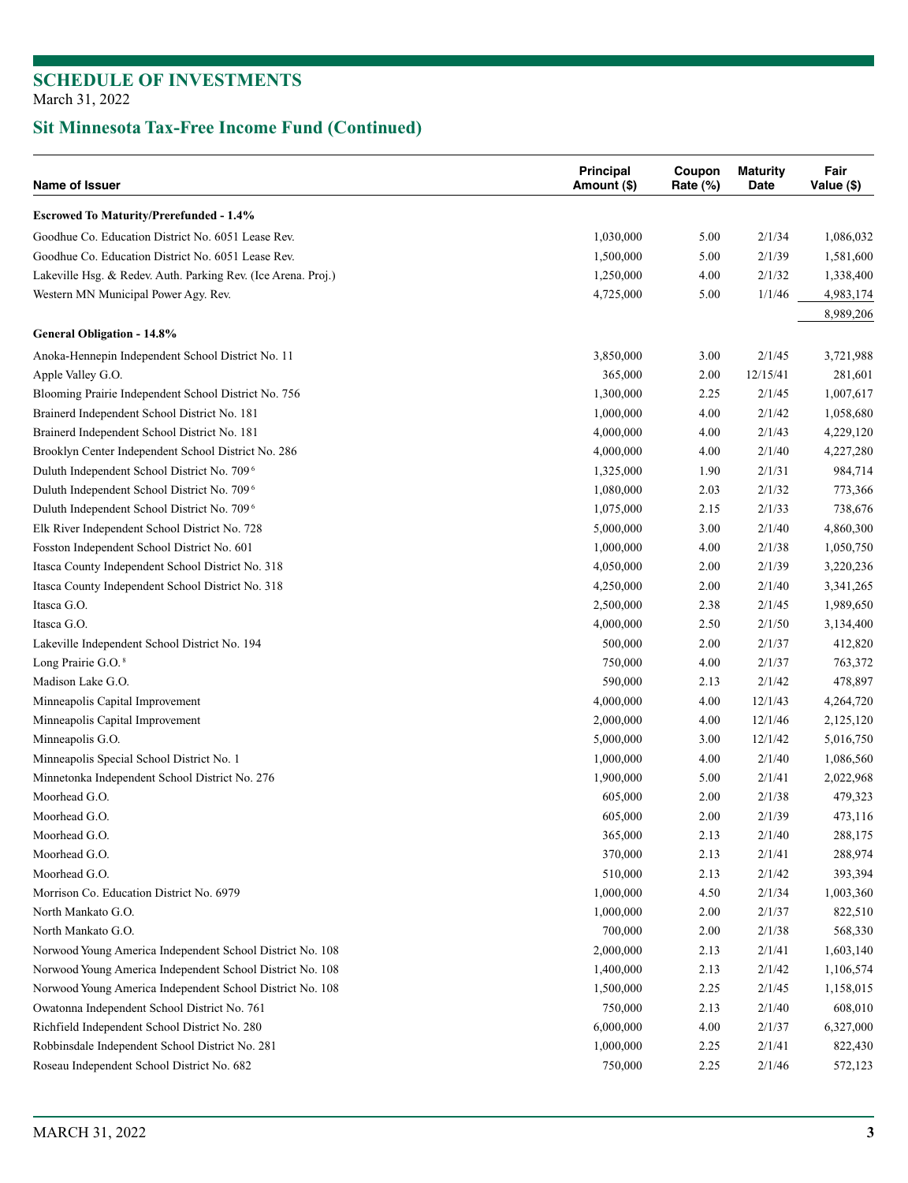## SCHEDULE OF INVESTMENTS
March 31, 2022

## Sit Minnesota Tax-Free Income Fund (Continued)

| Name of Issuer | Principal Amount ($) | Coupon Rate (%) | Maturity Date | Fair Value ($) |
|---|---|---|---|---|
| **Escrowed To Maturity/Prerefunded - 1.4%** | | | | |
| Goodhue Co. Education District No. 6051 Lease Rev. | 1,030,000 | 5.00 | 2/1/34 | 1,086,032 |
| Goodhue Co. Education District No. 6051 Lease Rev. | 1,500,000 | 5.00 | 2/1/39 | 1,581,600 |
| Lakeville Hsg. & Redev. Auth. Parking Rev. (Ice Arena. Proj.) | 1,250,000 | 4.00 | 2/1/32 | 1,338,400 |
| Western MN Municipal Power Agy. Rev. | 4,725,000 | 5.00 | 1/1/46 | 4,983,174 |
| | | | | 8,989,206 |
| **General Obligation - 14.8%** | | | | |
| Anoka-Hennepin Independent School District No. 11 | 3,850,000 | 3.00 | 2/1/45 | 3,721,988 |
| Apple Valley G.O. | 365,000 | 2.00 | 12/15/41 | 281,601 |
| Blooming Prairie Independent School District No. 756 | 1,300,000 | 2.25 | 2/1/45 | 1,007,617 |
| Brainerd Independent School District No. 181 | 1,000,000 | 4.00 | 2/1/42 | 1,058,680 |
| Brainerd Independent School District No. 181 | 4,000,000 | 4.00 | 2/1/43 | 4,229,120 |
| Brooklyn Center Independent School District No. 286 | 4,000,000 | 4.00 | 2/1/40 | 4,227,280 |
| Duluth Independent School District No. 709 [6] | 1,325,000 | 1.90 | 2/1/31 | 984,714 |
| Duluth Independent School District No. 709 [6] | 1,080,000 | 2.03 | 2/1/32 | 773,366 |
| Duluth Independent School District No. 709 [6] | 1,075,000 | 2.15 | 2/1/33 | 738,676 |
| Elk River Independent School District No. 728 | 5,000,000 | 3.00 | 2/1/40 | 4,860,300 |
| Fosston Independent School District No. 601 | 1,000,000 | 4.00 | 2/1/38 | 1,050,750 |
| Itasca County Independent School District No. 318 | 4,050,000 | 2.00 | 2/1/39 | 3,220,236 |
| Itasca County Independent School District No. 318 | 4,250,000 | 2.00 | 2/1/40 | 3,341,265 |
| Itasca G.O. | 2,500,000 | 2.38 | 2/1/45 | 1,989,650 |
| Itasca G.O. | 4,000,000 | 2.50 | 2/1/50 | 3,134,400 |
| Lakeville Independent School District No. 194 | 500,000 | 2.00 | 2/1/37 | 412,820 |
| Long Prairie G.O. [8] | 750,000 | 4.00 | 2/1/37 | 763,372 |
| Madison Lake G.O. | 590,000 | 2.13 | 2/1/42 | 478,897 |
| Minneapolis Capital Improvement | 4,000,000 | 4.00 | 12/1/43 | 4,264,720 |
| Minneapolis Capital Improvement | 2,000,000 | 4.00 | 12/1/46 | 2,125,120 |
| Minneapolis G.O. | 5,000,000 | 3.00 | 12/1/42 | 5,016,750 |
| Minneapolis Special School District No. 1 | 1,000,000 | 4.00 | 2/1/40 | 1,086,560 |
| Minnetonka Independent School District No. 276 | 1,900,000 | 5.00 | 2/1/41 | 2,022,968 |
| Moorhead G.O. | 605,000 | 2.00 | 2/1/38 | 479,323 |
| Moorhead G.O. | 605,000 | 2.00 | 2/1/39 | 473,116 |
| Moorhead G.O. | 365,000 | 2.13 | 2/1/40 | 288,175 |
| Moorhead G.O. | 370,000 | 2.13 | 2/1/41 | 288,974 |
| Moorhead G.O. | 510,000 | 2.13 | 2/1/42 | 393,394 |
| Morrison Co. Education District No. 6979 | 1,000,000 | 4.50 | 2/1/34 | 1,003,360 |
| North Mankato G.O. | 1,000,000 | 2.00 | 2/1/37 | 822,510 |
| North Mankato G.O. | 700,000 | 2.00 | 2/1/38 | 568,330 |
| Norwood Young America Independent School District No. 108 | 2,000,000 | 2.13 | 2/1/41 | 1,603,140 |
| Norwood Young America Independent School District No. 108 | 1,400,000 | 2.13 | 2/1/42 | 1,106,574 |
| Norwood Young America Independent School District No. 108 | 1,500,000 | 2.25 | 2/1/45 | 1,158,015 |
| Owatonna Independent School District No. 761 | 750,000 | 2.13 | 2/1/40 | 608,010 |
| Richfield Independent School District No. 280 | 6,000,000 | 4.00 | 2/1/37 | 6,327,000 |
| Robbinsdale Independent School District No. 281 | 1,000,000 | 2.25 | 2/1/41 | 822,430 |
| Roseau Independent School District No. 682 | 750,000 | 2.25 | 2/1/46 | 572,123 |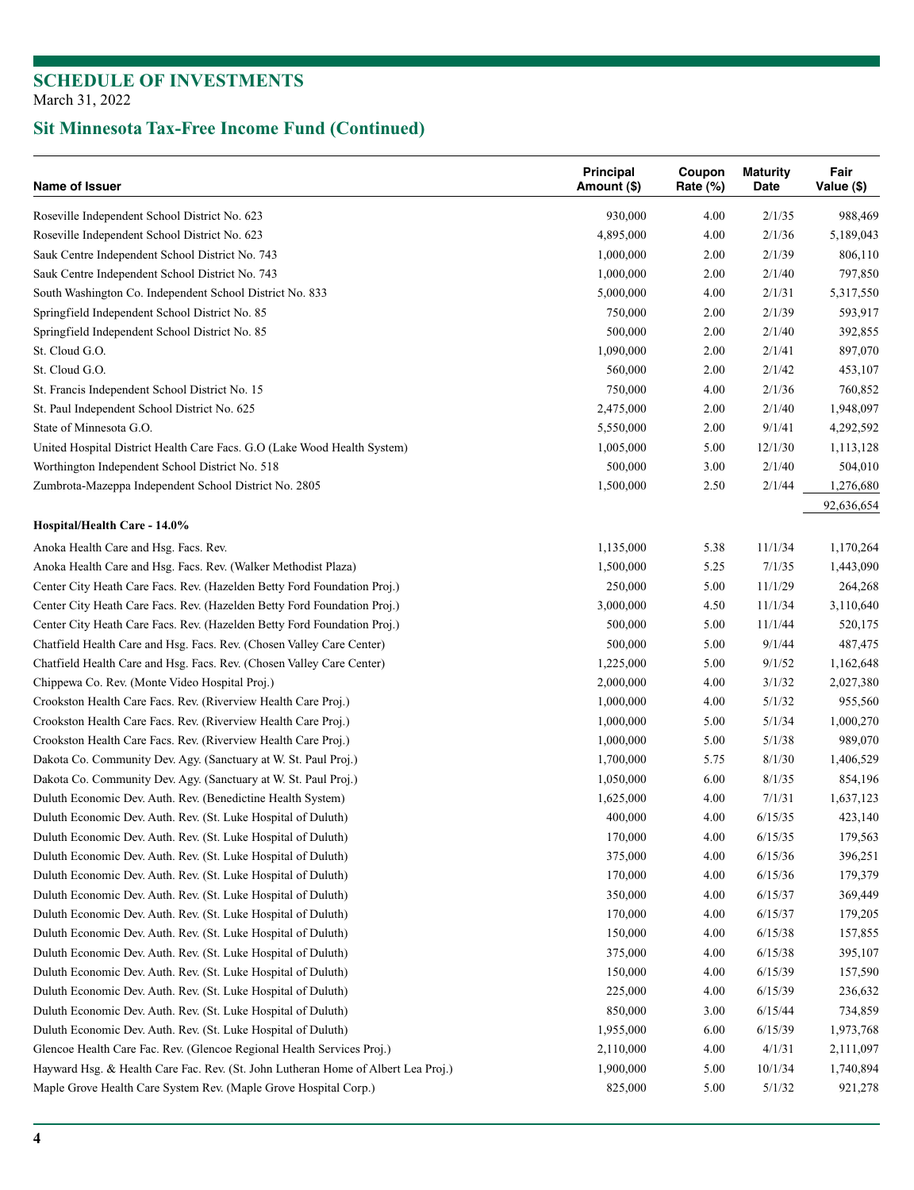## SCHEDULE OF INVESTMENTS

March 31, 2022

## Sit Minnesota Tax-Free Income Fund (Continued)

| Name of Issuer | Principal Amount ($) | Coupon Rate (%) | Maturity Date | Fair Value ($) |
|---|---|---|---|---|
| Roseville Independent School District No. 623 | 930,000 | 4.00 | 2/1/35 | 988,469 |
| Roseville Independent School District No. 623 | 4,895,000 | 4.00 | 2/1/36 | 5,189,043 |
| Sauk Centre Independent School District No. 743 | 1,000,000 | 2.00 | 2/1/39 | 806,110 |
| Sauk Centre Independent School District No. 743 | 1,000,000 | 2.00 | 2/1/40 | 797,850 |
| South Washington Co. Independent School District No. 833 | 5,000,000 | 4.00 | 2/1/31 | 5,317,550 |
| Springfield Independent School District No. 85 | 750,000 | 2.00 | 2/1/39 | 593,917 |
| Springfield Independent School District No. 85 | 500,000 | 2.00 | 2/1/40 | 392,855 |
| St. Cloud G.O. | 1,090,000 | 2.00 | 2/1/41 | 897,070 |
| St. Cloud G.O. | 560,000 | 2.00 | 2/1/42 | 453,107 |
| St. Francis Independent School District No. 15 | 750,000 | 4.00 | 2/1/36 | 760,852 |
| St. Paul Independent School District No. 625 | 2,475,000 | 2.00 | 2/1/40 | 1,948,097 |
| State of Minnesota G.O. | 5,550,000 | 2.00 | 9/1/41 | 4,292,592 |
| United Hospital District Health Care Facs. G.O (Lake Wood Health System) | 1,005,000 | 5.00 | 12/1/30 | 1,113,128 |
| Worthington Independent School District No. 518 | 500,000 | 3.00 | 2/1/40 | 504,010 |
| Zumbrota-Mazeppa Independent School District No. 2805 | 1,500,000 | 2.50 | 2/1/44 | 1,276,680 |
| | | | | 92,636,654 |
| **Hospital/Health Care - 14.0%** | | | | |
| Anoka Health Care and Hsg. Facs. Rev. | 1,135,000 | 5.38 | 11/1/34 | 1,170,264 |
| Anoka Health Care and Hsg. Facs. Rev. (Walker Methodist Plaza) | 1,500,000 | 5.25 | 7/1/35 | 1,443,090 |
| Center City Heath Care Facs. Rev. (Hazelden Betty Ford Foundation Proj.) | 250,000 | 5.00 | 11/1/29 | 264,268 |
| Center City Heath Care Facs. Rev. (Hazelden Betty Ford Foundation Proj.) | 3,000,000 | 4.50 | 11/1/34 | 3,110,640 |
| Center City Heath Care Facs. Rev. (Hazelden Betty Ford Foundation Proj.) | 500,000 | 5.00 | 11/1/44 | 520,175 |
| Chatfield Health Care and Hsg. Facs. Rev. (Chosen Valley Care Center) | 500,000 | 5.00 | 9/1/44 | 487,475 |
| Chatfield Health Care and Hsg. Facs. Rev. (Chosen Valley Care Center) | 1,225,000 | 5.00 | 9/1/52 | 1,162,648 |
| Chippewa Co. Rev. (Monte Video Hospital Proj.) | 2,000,000 | 4.00 | 3/1/32 | 2,027,380 |
| Crookston Health Care Facs. Rev. (Riverview Health Care Proj.) | 1,000,000 | 4.00 | 5/1/32 | 955,560 |
| Crookston Health Care Facs. Rev. (Riverview Health Care Proj.) | 1,000,000 | 5.00 | 5/1/34 | 1,000,270 |
| Crookston Health Care Facs. Rev. (Riverview Health Care Proj.) | 1,000,000 | 5.00 | 5/1/38 | 989,070 |
| Dakota Co. Community Dev. Agy. (Sanctuary at W. St. Paul Proj.) | 1,700,000 | 5.75 | 8/1/30 | 1,406,529 |
| Dakota Co. Community Dev. Agy. (Sanctuary at W. St. Paul Proj.) | 1,050,000 | 6.00 | 8/1/35 | 854,196 |
| Duluth Economic Dev. Auth. Rev. (Benedictine Health System) | 1,625,000 | 4.00 | 7/1/31 | 1,637,123 |
| Duluth Economic Dev. Auth. Rev. (St. Luke Hospital of Duluth) | 400,000 | 4.00 | 6/15/35 | 423,140 |
| Duluth Economic Dev. Auth. Rev. (St. Luke Hospital of Duluth) | 170,000 | 4.00 | 6/15/35 | 179,563 |
| Duluth Economic Dev. Auth. Rev. (St. Luke Hospital of Duluth) | 375,000 | 4.00 | 6/15/36 | 396,251 |
| Duluth Economic Dev. Auth. Rev. (St. Luke Hospital of Duluth) | 170,000 | 4.00 | 6/15/36 | 179,379 |
| Duluth Economic Dev. Auth. Rev. (St. Luke Hospital of Duluth) | 350,000 | 4.00 | 6/15/37 | 369,449 |
| Duluth Economic Dev. Auth. Rev. (St. Luke Hospital of Duluth) | 170,000 | 4.00 | 6/15/37 | 179,205 |
| Duluth Economic Dev. Auth. Rev. (St. Luke Hospital of Duluth) | 150,000 | 4.00 | 6/15/38 | 157,855 |
| Duluth Economic Dev. Auth. Rev. (St. Luke Hospital of Duluth) | 375,000 | 4.00 | 6/15/38 | 395,107 |
| Duluth Economic Dev. Auth. Rev. (St. Luke Hospital of Duluth) | 150,000 | 4.00 | 6/15/39 | 157,590 |
| Duluth Economic Dev. Auth. Rev. (St. Luke Hospital of Duluth) | 225,000 | 4.00 | 6/15/39 | 236,632 |
| Duluth Economic Dev. Auth. Rev. (St. Luke Hospital of Duluth) | 850,000 | 3.00 | 6/15/44 | 734,859 |
| Duluth Economic Dev. Auth. Rev. (St. Luke Hospital of Duluth) | 1,955,000 | 6.00 | 6/15/39 | 1,973,768 |
| Glencoe Health Care Fac. Rev. (Glencoe Regional Health Services Proj.) | 2,110,000 | 4.00 | 4/1/31 | 2,111,097 |
| Hayward Hsg. & Health Care Fac. Rev. (St. John Lutheran Home of Albert Lea Proj.) | 1,900,000 | 5.00 | 10/1/34 | 1,740,894 |
| Maple Grove Health Care System Rev. (Maple Grove Hospital Corp.) | 825,000 | 5.00 | 5/1/32 | 921,278 |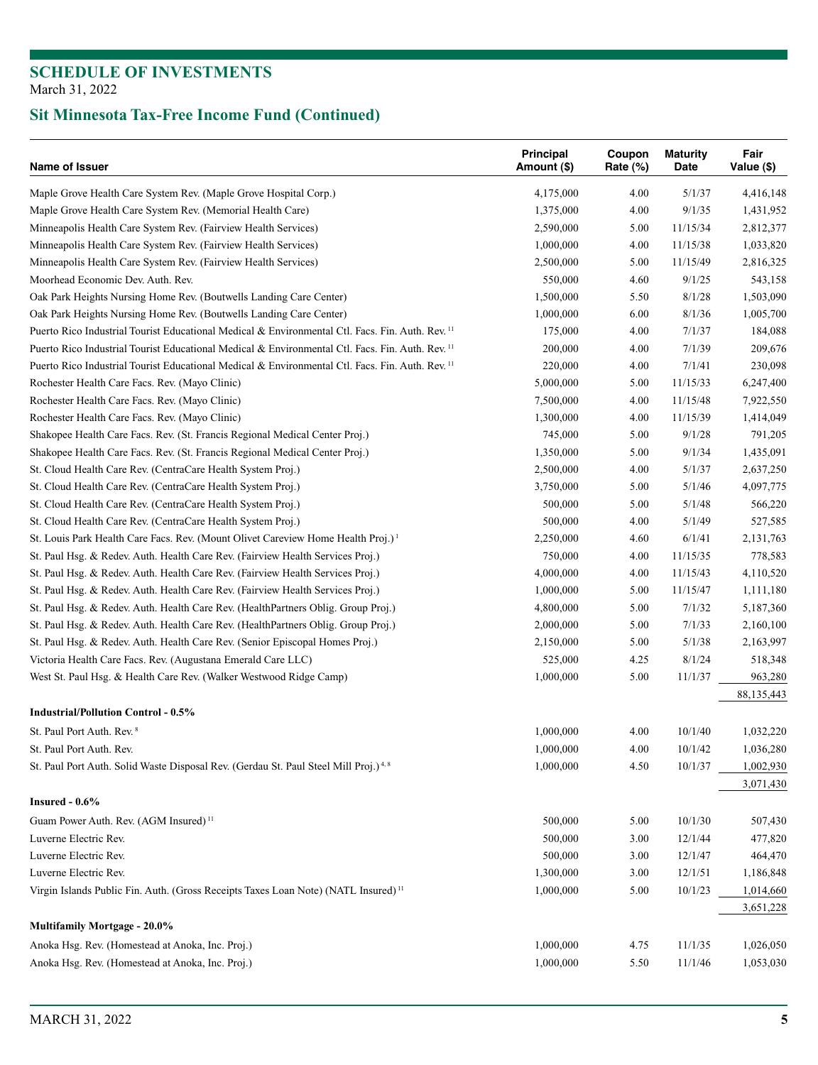## SCHEDULE OF INVESTMENTS

March 31, 2022

## Sit Minnesota Tax-Free Income Fund (Continued)

| Name of Issuer | Principal Amount ($) | Coupon Rate (%) | Maturity Date | Fair Value ($) |
|---|---|---|---|---|
| Maple Grove Health Care System Rev. (Maple Grove Hospital Corp.) | 4,175,000 | 4.00 | 5/1/37 | 4,416,148 |
| Maple Grove Health Care System Rev. (Memorial Health Care) | 1,375,000 | 4.00 | 9/1/35 | 1,431,952 |
| Minneapolis Health Care System Rev. (Fairview Health Services) | 2,590,000 | 5.00 | 11/15/34 | 2,812,377 |
| Minneapolis Health Care System Rev. (Fairview Health Services) | 1,000,000 | 4.00 | 11/15/38 | 1,033,820 |
| Minneapolis Health Care System Rev. (Fairview Health Services) | 2,500,000 | 5.00 | 11/15/49 | 2,816,325 |
| Moorhead Economic Dev. Auth. Rev. | 550,000 | 4.60 | 9/1/25 | 543,158 |
| Oak Park Heights Nursing Home Rev. (Boutwells Landing Care Center) | 1,500,000 | 5.50 | 8/1/28 | 1,503,090 |
| Oak Park Heights Nursing Home Rev. (Boutwells Landing Care Center) | 1,000,000 | 6.00 | 8/1/36 | 1,005,700 |
| Puerto Rico Industrial Tourist Educational Medical & Environmental Ctl. Facs. Fin. Auth. Rev. [11] | 175,000 | 4.00 | 7/1/37 | 184,088 |
| Puerto Rico Industrial Tourist Educational Medical & Environmental Ctl. Facs. Fin. Auth. Rev. [11] | 200,000 | 4.00 | 7/1/39 | 209,676 |
| Puerto Rico Industrial Tourist Educational Medical & Environmental Ctl. Facs. Fin. Auth. Rev. [11] | 220,000 | 4.00 | 7/1/41 | 230,098 |
| Rochester Health Care Facs. Rev. (Mayo Clinic) | 5,000,000 | 5.00 | 11/15/33 | 6,247,400 |
| Rochester Health Care Facs. Rev. (Mayo Clinic) | 7,500,000 | 4.00 | 11/15/48 | 7,922,550 |
| Rochester Health Care Facs. Rev. (Mayo Clinic) | 1,300,000 | 4.00 | 11/15/39 | 1,414,049 |
| Shakopee Health Care Facs. Rev. (St. Francis Regional Medical Center Proj.) | 745,000 | 5.00 | 9/1/28 | 791,205 |
| Shakopee Health Care Facs. Rev. (St. Francis Regional Medical Center Proj.) | 1,350,000 | 5.00 | 9/1/34 | 1,435,091 |
| St. Cloud Health Care Rev. (CentraCare Health System Proj.) | 2,500,000 | 4.00 | 5/1/37 | 2,637,250 |
| St. Cloud Health Care Rev. (CentraCare Health System Proj.) | 3,750,000 | 5.00 | 5/1/46 | 4,097,775 |
| St. Cloud Health Care Rev. (CentraCare Health System Proj.) | 500,000 | 5.00 | 5/1/48 | 566,220 |
| St. Cloud Health Care Rev. (CentraCare Health System Proj.) | 500,000 | 4.00 | 5/1/49 | 527,585 |
| St. Louis Park Health Care Facs. Rev. (Mount Olivet Careview Home Health Proj.) [1] | 2,250,000 | 4.60 | 6/1/41 | 2,131,763 |
| St. Paul Hsg. & Redev. Auth. Health Care Rev. (Fairview Health Services Proj.) | 750,000 | 4.00 | 11/15/35 | 778,583 |
| St. Paul Hsg. & Redev. Auth. Health Care Rev. (Fairview Health Services Proj.) | 4,000,000 | 4.00 | 11/15/43 | 4,110,520 |
| St. Paul Hsg. & Redev. Auth. Health Care Rev. (Fairview Health Services Proj.) | 1,000,000 | 5.00 | 11/15/47 | 1,111,180 |
| St. Paul Hsg. & Redev. Auth. Health Care Rev. (HealthPartners Oblig. Group Proj.) | 4,800,000 | 5.00 | 7/1/32 | 5,187,360 |
| St. Paul Hsg. & Redev. Auth. Health Care Rev. (HealthPartners Oblig. Group Proj.) | 2,000,000 | 5.00 | 7/1/33 | 2,160,100 |
| St. Paul Hsg. & Redev. Auth. Health Care Rev. (Senior Episcopal Homes Proj.) | 2,150,000 | 5.00 | 5/1/38 | 2,163,997 |
| Victoria Health Care Facs. Rev. (Augustana Emerald Care LLC) | 525,000 | 4.25 | 8/1/24 | 518,348 |
| West St. Paul Hsg. & Health Care Rev. (Walker Westwood Ridge Camp) | 1,000,000 | 5.00 | 11/1/37 | 963,280 |
| | | | | 88,135,443 |
| **Industrial/Pollution Control - 0.5%** | | | | |
| St. Paul Port Auth. Rev. [8] | 1,000,000 | 4.00 | 10/1/40 | 1,032,220 |
| St. Paul Port Auth. Rev. | 1,000,000 | 4.00 | 10/1/42 | 1,036,280 |
| St. Paul Port Auth. Solid Waste Disposal Rev. (Gerdau St. Paul Steel Mill Proj.) [4, 8] | 1,000,000 | 4.50 | 10/1/37 | 1,002,930 |
| | | | | 3,071,430 |
| **Insured - 0.6%** | | | | |
| Guam Power Auth. Rev. (AGM Insured) [11] | 500,000 | 5.00 | 10/1/30 | 507,430 |
| Luverne Electric Rev. | 500,000 | 3.00 | 12/1/44 | 477,820 |
| Luverne Electric Rev. | 500,000 | 3.00 | 12/1/47 | 464,470 |
| Luverne Electric Rev. | 1,300,000 | 3.00 | 12/1/51 | 1,186,848 |
| Virgin Islands Public Fin. Auth. (Gross Receipts Taxes Loan Note) (NATL Insured) [11] | 1,000,000 | 5.00 | 10/1/23 | 1,014,660 |
| | | | | 3,651,228 |
| **Multifamily Mortgage - 20.0%** | | | | |
| Anoka Hsg. Rev. (Homestead at Anoka, Inc. Proj.) | 1,000,000 | 4.75 | 11/1/35 | 1,026,050 |
| Anoka Hsg. Rev. (Homestead at Anoka, Inc. Proj.) | 1,000,000 | 5.50 | 11/1/46 | 1,053,030 |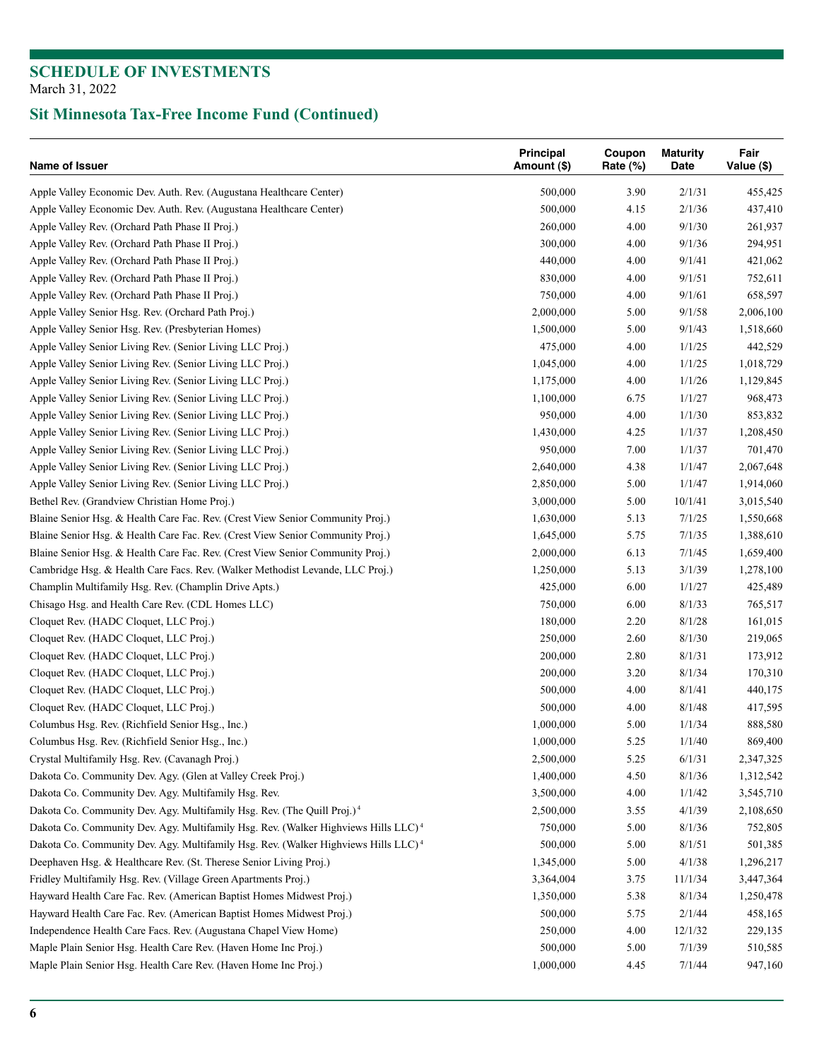# SCHEDULE OF INVESTMENTS

March 31, 2022

## Sit Minnesota Tax-Free Income Fund (Continued)

| Name of Issuer | Principal Amount ($) | Coupon Rate (%) | Maturity Date | Fair Value ($) |
|---|---|---|---|---|
| Apple Valley Economic Dev. Auth. Rev. (Augustana Healthcare Center) | 500,000 | 3.90 | 2/1/31 | 455,425 |
| Apple Valley Economic Dev. Auth. Rev. (Augustana Healthcare Center) | 500,000 | 4.15 | 2/1/36 | 437,410 |
| Apple Valley Rev. (Orchard Path Phase II Proj.) | 260,000 | 4.00 | 9/1/30 | 261,937 |
| Apple Valley Rev. (Orchard Path Phase II Proj.) | 300,000 | 4.00 | 9/1/36 | 294,951 |
| Apple Valley Rev. (Orchard Path Phase II Proj.) | 440,000 | 4.00 | 9/1/41 | 421,062 |
| Apple Valley Rev. (Orchard Path Phase II Proj.) | 830,000 | 4.00 | 9/1/51 | 752,611 |
| Apple Valley Rev. (Orchard Path Phase II Proj.) | 750,000 | 4.00 | 9/1/61 | 658,597 |
| Apple Valley Senior Hsg. Rev. (Orchard Path Proj.) | 2,000,000 | 5.00 | 9/1/58 | 2,006,100 |
| Apple Valley Senior Hsg. Rev. (Presbyterian Homes) | 1,500,000 | 5.00 | 9/1/43 | 1,518,660 |
| Apple Valley Senior Living Rev. (Senior Living LLC Proj.) | 475,000 | 4.00 | 1/1/25 | 442,529 |
| Apple Valley Senior Living Rev. (Senior Living LLC Proj.) | 1,045,000 | 4.00 | 1/1/25 | 1,018,729 |
| Apple Valley Senior Living Rev. (Senior Living LLC Proj.) | 1,175,000 | 4.00 | 1/1/26 | 1,129,845 |
| Apple Valley Senior Living Rev. (Senior Living LLC Proj.) | 1,100,000 | 6.75 | 1/1/27 | 968,473 |
| Apple Valley Senior Living Rev. (Senior Living LLC Proj.) | 950,000 | 4.00 | 1/1/30 | 853,832 |
| Apple Valley Senior Living Rev. (Senior Living LLC Proj.) | 1,430,000 | 4.25 | 1/1/37 | 1,208,450 |
| Apple Valley Senior Living Rev. (Senior Living LLC Proj.) | 950,000 | 7.00 | 1/1/37 | 701,470 |
| Apple Valley Senior Living Rev. (Senior Living LLC Proj.) | 2,640,000 | 4.38 | 1/1/47 | 2,067,648 |
| Apple Valley Senior Living Rev. (Senior Living LLC Proj.) | 2,850,000 | 5.00 | 1/1/47 | 1,914,060 |
| Bethel Rev. (Grandview Christian Home Proj.) | 3,000,000 | 5.00 | 10/1/41 | 3,015,540 |
| Blaine Senior Hsg. & Health Care Fac. Rev. (Crest View Senior Community Proj.) | 1,630,000 | 5.13 | 7/1/25 | 1,550,668 |
| Blaine Senior Hsg. & Health Care Fac. Rev. (Crest View Senior Community Proj.) | 1,645,000 | 5.75 | 7/1/35 | 1,388,610 |
| Blaine Senior Hsg. & Health Care Fac. Rev. (Crest View Senior Community Proj.) | 2,000,000 | 6.13 | 7/1/45 | 1,659,400 |
| Cambridge Hsg. & Health Care Facs. Rev. (Walker Methodist Levande, LLC Proj.) | 1,250,000 | 5.13 | 3/1/39 | 1,278,100 |
| Champlin Multifamily Hsg. Rev. (Champlin Drive Apts.) | 425,000 | 6.00 | 1/1/27 | 425,489 |
| Chisago Hsg. and Health Care Rev. (CDL Homes LLC) | 750,000 | 6.00 | 8/1/33 | 765,517 |
| Cloquet Rev. (HADC Cloquet, LLC Proj.) | 180,000 | 2.20 | 8/1/28 | 161,015 |
| Cloquet Rev. (HADC Cloquet, LLC Proj.) | 250,000 | 2.60 | 8/1/30 | 219,065 |
| Cloquet Rev. (HADC Cloquet, LLC Proj.) | 200,000 | 2.80 | 8/1/31 | 173,912 |
| Cloquet Rev. (HADC Cloquet, LLC Proj.) | 200,000 | 3.20 | 8/1/34 | 170,310 |
| Cloquet Rev. (HADC Cloquet, LLC Proj.) | 500,000 | 4.00 | 8/1/41 | 440,175 |
| Cloquet Rev. (HADC Cloquet, LLC Proj.) | 500,000 | 4.00 | 8/1/48 | 417,595 |
| Columbus Hsg. Rev. (Richfield Senior Hsg., Inc.) | 1,000,000 | 5.00 | 1/1/34 | 888,580 |
| Columbus Hsg. Rev. (Richfield Senior Hsg., Inc.) | 1,000,000 | 5.25 | 1/1/40 | 869,400 |
| Crystal Multifamily Hsg. Rev. (Cavanagh Proj.) | 2,500,000 | 5.25 | 6/1/31 | 2,347,325 |
| Dakota Co. Community Dev. Agy. (Glen at Valley Creek Proj.) | 1,400,000 | 4.50 | 8/1/36 | 1,312,542 |
| Dakota Co. Community Dev. Agy. Multifamily Hsg. Rev. | 3,500,000 | 4.00 | 1/1/42 | 3,545,710 |
| Dakota Co. Community Dev. Agy. Multifamily Hsg. Rev. (The Quill Proj.) [4] | 2,500,000 | 3.55 | 4/1/39 | 2,108,650 |
| Dakota Co. Community Dev. Agy. Multifamily Hsg. Rev. (Walker Highviews Hills LLC) [4] | 750,000 | 5.00 | 8/1/36 | 752,805 |
| Dakota Co. Community Dev. Agy. Multifamily Hsg. Rev. (Walker Highviews Hills LLC) [4] | 500,000 | 5.00 | 8/1/51 | 501,385 |
| Deephaven Hsg. & Healthcare Rev. (St. Therese Senior Living Proj.) | 1,345,000 | 5.00 | 4/1/38 | 1,296,217 |
| Fridley Multifamily Hsg. Rev. (Village Green Apartments Proj.) | 3,364,004 | 3.75 | 11/1/34 | 3,447,364 |
| Hayward Health Care Fac. Rev. (American Baptist Homes Midwest Proj.) | 1,350,000 | 5.38 | 8/1/34 | 1,250,478 |
| Hayward Health Care Fac. Rev. (American Baptist Homes Midwest Proj.) | 500,000 | 5.75 | 2/1/44 | 458,165 |
| Independence Health Care Facs. Rev. (Augustana Chapel View Home) | 250,000 | 4.00 | 12/1/32 | 229,135 |
| Maple Plain Senior Hsg. Health Care Rev. (Haven Home Inc Proj.) | 500,000 | 5.00 | 7/1/39 | 510,585 |
| Maple Plain Senior Hsg. Health Care Rev. (Haven Home Inc Proj.) | 1,000,000 | 4.45 | 7/1/44 | 947,160 |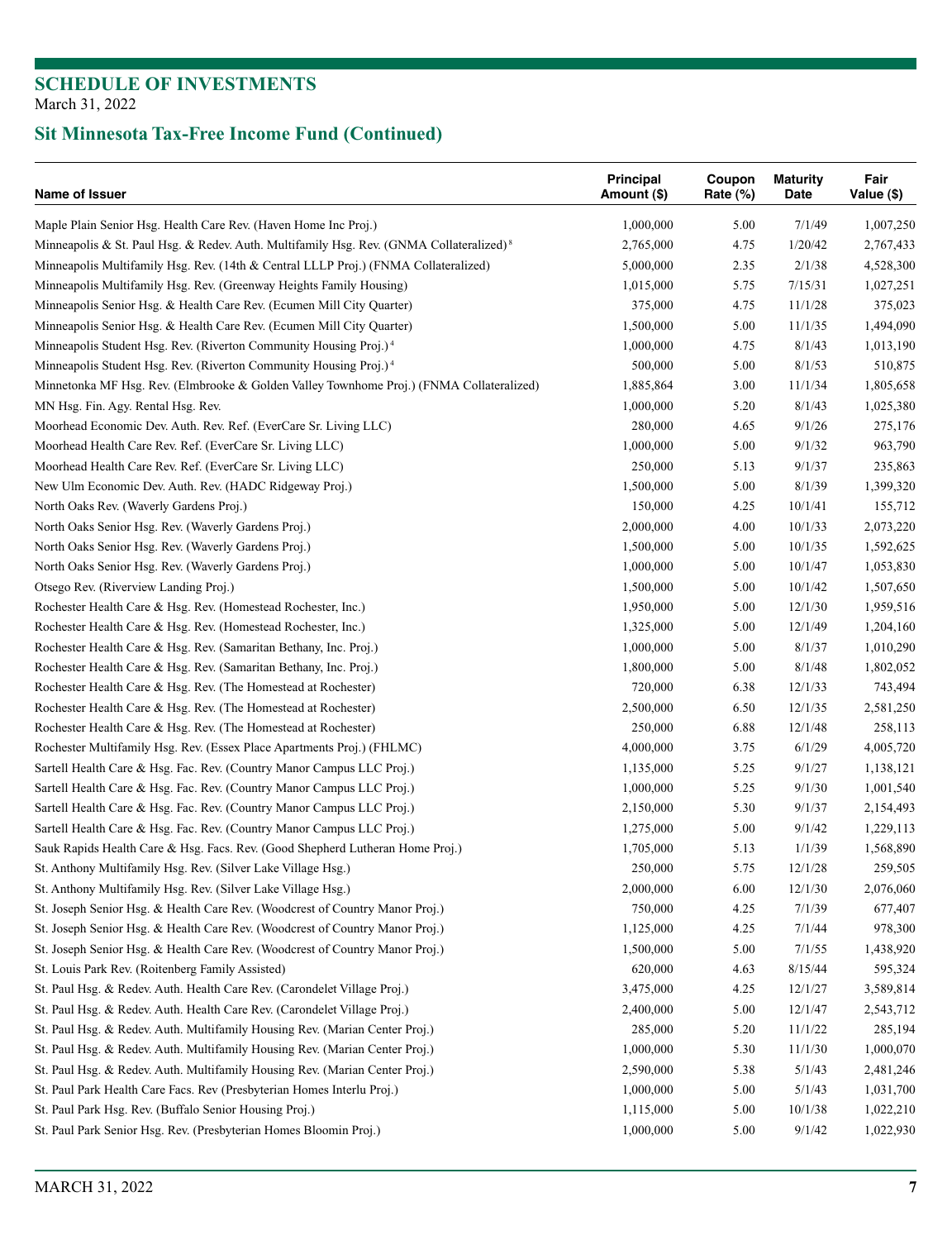## SCHEDULE OF INVESTMENTS

March 31, 2022

## Sit Minnesota Tax-Free Income Fund (Continued)

| Name of Issuer | Principal Amount ($) | Coupon Rate (%) | Maturity Date | Fair Value ($) |
|---|---|---|---|---|
| Maple Plain Senior Hsg. Health Care Rev. (Haven Home Inc Proj.) | 1,000,000 | 5.00 | 7/1/49 | 1,007,250 |
| Minneapolis & St. Paul Hsg. & Redev. Auth. Multifamily Hsg. Rev. (GNMA Collateralized) [8] | 2,765,000 | 4.75 | 1/20/42 | 2,767,433 |
| Minneapolis Multifamily Hsg. Rev. (14th & Central LLLP Proj.) (FNMA Collateralized) | 5,000,000 | 2.35 | 2/1/38 | 4,528,300 |
| Minneapolis Multifamily Hsg. Rev. (Greenway Heights Family Housing) | 1,015,000 | 5.75 | 7/15/31 | 1,027,251 |
| Minneapolis Senior Hsg. & Health Care Rev. (Ecumen Mill City Quarter) | 375,000 | 4.75 | 11/1/28 | 375,023 |
| Minneapolis Senior Hsg. & Health Care Rev. (Ecumen Mill City Quarter) | 1,500,000 | 5.00 | 11/1/35 | 1,494,090 |
| Minneapolis Student Hsg. Rev. (Riverton Community Housing Proj.) [4] | 1,000,000 | 4.75 | 8/1/43 | 1,013,190 |
| Minneapolis Student Hsg. Rev. (Riverton Community Housing Proj.) [4] | 500,000 | 5.00 | 8/1/53 | 510,875 |
| Minnetonka MF Hsg. Rev. (Elmbrooke & Golden Valley Townhome Proj.) (FNMA Collateralized) | 1,885,864 | 3.00 | 11/1/34 | 1,805,658 |
| MN Hsg. Fin. Agy. Rental Hsg. Rev. | 1,000,000 | 5.20 | 8/1/43 | 1,025,380 |
| Moorhead Economic Dev. Auth. Rev. Ref. (EverCare Sr. Living LLC) | 280,000 | 4.65 | 9/1/26 | 275,176 |
| Moorhead Health Care Rev. Ref. (EverCare Sr. Living LLC) | 1,000,000 | 5.00 | 9/1/32 | 963,790 |
| Moorhead Health Care Rev. Ref. (EverCare Sr. Living LLC) | 250,000 | 5.13 | 9/1/37 | 235,863 |
| New Ulm Economic Dev. Auth. Rev. (HADC Ridgeway Proj.) | 1,500,000 | 5.00 | 8/1/39 | 1,399,320 |
| North Oaks Rev. (Waverly Gardens Proj.) | 150,000 | 4.25 | 10/1/41 | 155,712 |
| North Oaks Senior Hsg. Rev. (Waverly Gardens Proj.) | 2,000,000 | 4.00 | 10/1/33 | 2,073,220 |
| North Oaks Senior Hsg. Rev. (Waverly Gardens Proj.) | 1,500,000 | 5.00 | 10/1/35 | 1,592,625 |
| North Oaks Senior Hsg. Rev. (Waverly Gardens Proj.) | 1,000,000 | 5.00 | 10/1/47 | 1,053,830 |
| Otsego Rev. (Riverview Landing Proj.) | 1,500,000 | 5.00 | 10/1/42 | 1,507,650 |
| Rochester Health Care & Hsg. Rev. (Homestead Rochester, Inc.) | 1,950,000 | 5.00 | 12/1/30 | 1,959,516 |
| Rochester Health Care & Hsg. Rev. (Homestead Rochester, Inc.) | 1,325,000 | 5.00 | 12/1/49 | 1,204,160 |
| Rochester Health Care & Hsg. Rev. (Samaritan Bethany, Inc. Proj.) | 1,000,000 | 5.00 | 8/1/37 | 1,010,290 |
| Rochester Health Care & Hsg. Rev. (Samaritan Bethany, Inc. Proj.) | 1,800,000 | 5.00 | 8/1/48 | 1,802,052 |
| Rochester Health Care & Hsg. Rev. (The Homestead at Rochester) | 720,000 | 6.38 | 12/1/33 | 743,494 |
| Rochester Health Care & Hsg. Rev. (The Homestead at Rochester) | 2,500,000 | 6.50 | 12/1/35 | 2,581,250 |
| Rochester Health Care & Hsg. Rev. (The Homestead at Rochester) | 250,000 | 6.88 | 12/1/48 | 258,113 |
| Rochester Multifamily Hsg. Rev. (Essex Place Apartments Proj.) (FHLMC) | 4,000,000 | 3.75 | 6/1/29 | 4,005,720 |
| Sartell Health Care & Hsg. Fac. Rev. (Country Manor Campus LLC Proj.) | 1,135,000 | 5.25 | 9/1/27 | 1,138,121 |
| Sartell Health Care & Hsg. Fac. Rev. (Country Manor Campus LLC Proj.) | 1,000,000 | 5.25 | 9/1/30 | 1,001,540 |
| Sartell Health Care & Hsg. Fac. Rev. (Country Manor Campus LLC Proj.) | 2,150,000 | 5.30 | 9/1/37 | 2,154,493 |
| Sartell Health Care & Hsg. Fac. Rev. (Country Manor Campus LLC Proj.) | 1,275,000 | 5.00 | 9/1/42 | 1,229,113 |
| Sauk Rapids Health Care & Hsg. Facs. Rev. (Good Shepherd Lutheran Home Proj.) | 1,705,000 | 5.13 | 1/1/39 | 1,568,890 |
| St. Anthony Multifamily Hsg. Rev. (Silver Lake Village Hsg.) | 250,000 | 5.75 | 12/1/28 | 259,505 |
| St. Anthony Multifamily Hsg. Rev. (Silver Lake Village Hsg.) | 2,000,000 | 6.00 | 12/1/30 | 2,076,060 |
| St. Joseph Senior Hsg. & Health Care Rev. (Woodcrest of Country Manor Proj.) | 750,000 | 4.25 | 7/1/39 | 677,407 |
| St. Joseph Senior Hsg. & Health Care Rev. (Woodcrest of Country Manor Proj.) | 1,125,000 | 4.25 | 7/1/44 | 978,300 |
| St. Joseph Senior Hsg. & Health Care Rev. (Woodcrest of Country Manor Proj.) | 1,500,000 | 5.00 | 7/1/55 | 1,438,920 |
| St. Louis Park Rev. (Roitenberg Family Assisted) | 620,000 | 4.63 | 8/15/44 | 595,324 |
| St. Paul Hsg. & Redev. Auth. Health Care Rev. (Carondelet Village Proj.) | 3,475,000 | 4.25 | 12/1/27 | 3,589,814 |
| St. Paul Hsg. & Redev. Auth. Health Care Rev. (Carondelet Village Proj.) | 2,400,000 | 5.00 | 12/1/47 | 2,543,712 |
| St. Paul Hsg. & Redev. Auth. Multifamily Housing Rev. (Marian Center Proj.) | 285,000 | 5.20 | 11/1/22 | 285,194 |
| St. Paul Hsg. & Redev. Auth. Multifamily Housing Rev. (Marian Center Proj.) | 1,000,000 | 5.30 | 11/1/30 | 1,000,070 |
| St. Paul Hsg. & Redev. Auth. Multifamily Housing Rev. (Marian Center Proj.) | 2,590,000 | 5.38 | 5/1/43 | 2,481,246 |
| St. Paul Park Health Care Facs. Rev (Presbyterian Homes Interlu Proj.) | 1,000,000 | 5.00 | 5/1/43 | 1,031,700 |
| St. Paul Park Hsg. Rev. (Buffalo Senior Housing Proj.) | 1,115,000 | 5.00 | 10/1/38 | 1,022,210 |
| St. Paul Park Senior Hsg. Rev. (Presbyterian Homes Bloomin Proj.) | 1,000,000 | 5.00 | 9/1/42 | 1,022,930 |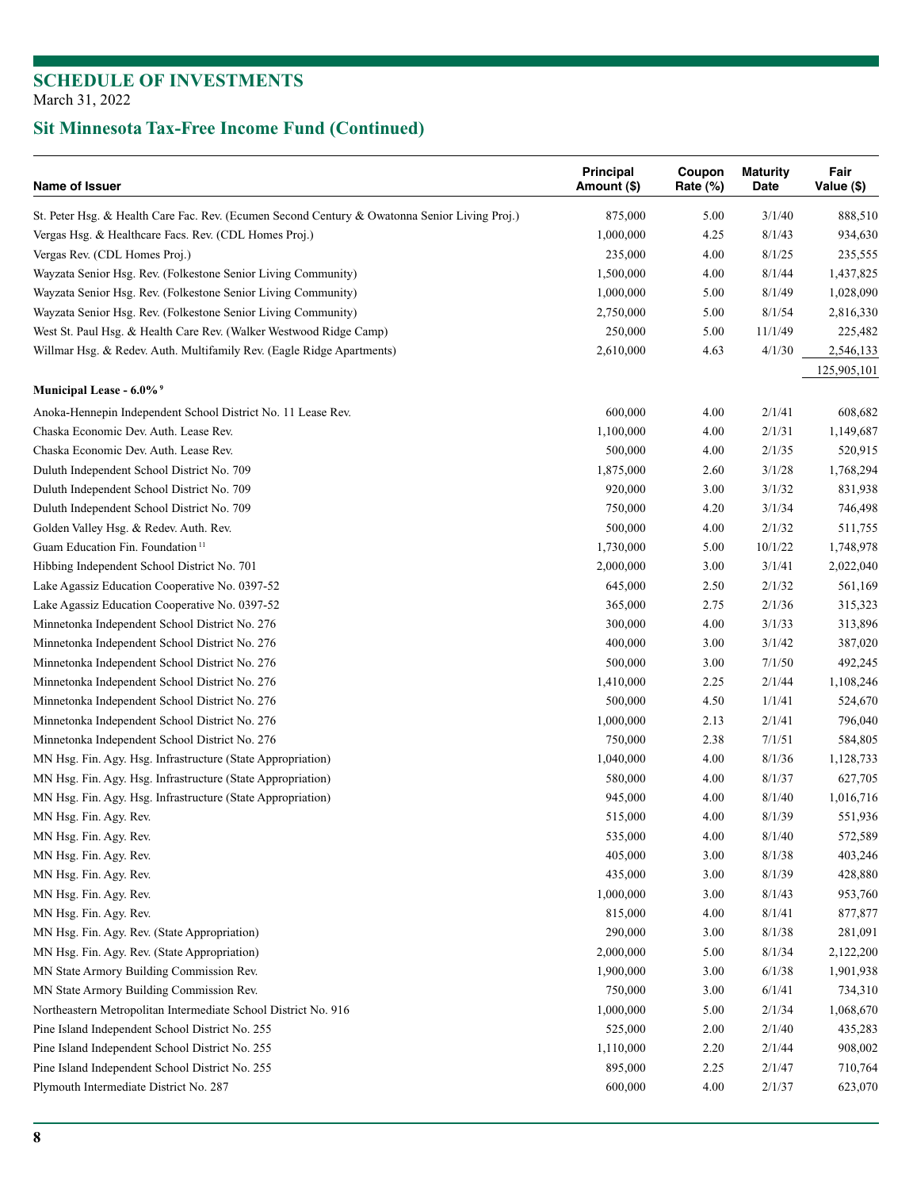## SCHEDULE OF INVESTMENTS

March 31, 2022

## Sit Minnesota Tax-Free Income Fund (Continued)

| Name of Issuer | Principal Amount ($) | Coupon Rate (%) | Maturity Date | Fair Value ($) |
|---|---|---|---|---|
| St. Peter Hsg. & Health Care Fac. Rev. (Ecumen Second Century & Owatonna Senior Living Proj.) | 875,000 | 5.00 | 3/1/40 | 888,510 |
| Vergas Hsg. & Healthcare Facs. Rev. (CDL Homes Proj.) | 1,000,000 | 4.25 | 8/1/43 | 934,630 |
| Vergas Rev. (CDL Homes Proj.) | 235,000 | 4.00 | 8/1/25 | 235,555 |
| Wayzata Senior Hsg. Rev. (Folkestone Senior Living Community) | 1,500,000 | 4.00 | 8/1/44 | 1,437,825 |
| Wayzata Senior Hsg. Rev. (Folkestone Senior Living Community) | 1,000,000 | 5.00 | 8/1/49 | 1,028,090 |
| Wayzata Senior Hsg. Rev. (Folkestone Senior Living Community) | 2,750,000 | 5.00 | 8/1/54 | 2,816,330 |
| West St. Paul Hsg. & Health Care Rev. (Walker Westwood Ridge Camp) | 250,000 | 5.00 | 11/1/49 | 225,482 |
| Willmar Hsg. & Redev. Auth. Multifamily Rev. (Eagle Ridge Apartments) | 2,610,000 | 4.63 | 4/1/30 | 2,546,133 |
| | | | | 125,905,101 |
| **Municipal Lease - 6.0%** [9] | | | | |
| Anoka-Hennepin Independent School District No. 11 Lease Rev. | 600,000 | 4.00 | 2/1/41 | 608,682 |
| Chaska Economic Dev. Auth. Lease Rev. | 1,100,000 | 4.00 | 2/1/31 | 1,149,687 |
| Chaska Economic Dev. Auth. Lease Rev. | 500,000 | 4.00 | 2/1/35 | 520,915 |
| Duluth Independent School District No. 709 | 1,875,000 | 2.60 | 3/1/28 | 1,768,294 |
| Duluth Independent School District No. 709 | 920,000 | 3.00 | 3/1/32 | 831,938 |
| Duluth Independent School District No. 709 | 750,000 | 4.20 | 3/1/34 | 746,498 |
| Golden Valley Hsg. & Redev. Auth. Rev. | 500,000 | 4.00 | 2/1/32 | 511,755 |
| Guam Education Fin. Foundation [11] | 1,730,000 | 5.00 | 10/1/22 | 1,748,978 |
| Hibbing Independent School District No. 701 | 2,000,000 | 3.00 | 3/1/41 | 2,022,040 |
| Lake Agassiz Education Cooperative No. 0397-52 | 645,000 | 2.50 | 2/1/32 | 561,169 |
| Lake Agassiz Education Cooperative No. 0397-52 | 365,000 | 2.75 | 2/1/36 | 315,323 |
| Minnetonka Independent School District No. 276 | 300,000 | 4.00 | 3/1/33 | 313,896 |
| Minnetonka Independent School District No. 276 | 400,000 | 3.00 | 3/1/42 | 387,020 |
| Minnetonka Independent School District No. 276 | 500,000 | 3.00 | 7/1/50 | 492,245 |
| Minnetonka Independent School District No. 276 | 1,410,000 | 2.25 | 2/1/44 | 1,108,246 |
| Minnetonka Independent School District No. 276 | 500,000 | 4.50 | 1/1/41 | 524,670 |
| Minnetonka Independent School District No. 276 | 1,000,000 | 2.13 | 2/1/41 | 796,040 |
| Minnetonka Independent School District No. 276 | 750,000 | 2.38 | 7/1/51 | 584,805 |
| MN Hsg. Fin. Agy. Hsg. Infrastructure (State Appropriation) | 1,040,000 | 4.00 | 8/1/36 | 1,128,733 |
| MN Hsg. Fin. Agy. Hsg. Infrastructure (State Appropriation) | 580,000 | 4.00 | 8/1/37 | 627,705 |
| MN Hsg. Fin. Agy. Hsg. Infrastructure (State Appropriation) | 945,000 | 4.00 | 8/1/40 | 1,016,716 |
| MN Hsg. Fin. Agy. Rev. | 515,000 | 4.00 | 8/1/39 | 551,936 |
| MN Hsg. Fin. Agy. Rev. | 535,000 | 4.00 | 8/1/40 | 572,589 |
| MN Hsg. Fin. Agy. Rev. | 405,000 | 3.00 | 8/1/38 | 403,246 |
| MN Hsg. Fin. Agy. Rev. | 435,000 | 3.00 | 8/1/39 | 428,880 |
| MN Hsg. Fin. Agy. Rev. | 1,000,000 | 3.00 | 8/1/43 | 953,760 |
| MN Hsg. Fin. Agy. Rev. | 815,000 | 4.00 | 8/1/41 | 877,877 |
| MN Hsg. Fin. Agy. Rev. (State Appropriation) | 290,000 | 3.00 | 8/1/38 | 281,091 |
| MN Hsg. Fin. Agy. Rev. (State Appropriation) | 2,000,000 | 5.00 | 8/1/34 | 2,122,200 |
| MN State Armory Building Commission Rev. | 1,900,000 | 3.00 | 6/1/38 | 1,901,938 |
| MN State Armory Building Commission Rev. | 750,000 | 3.00 | 6/1/41 | 734,310 |
| Northeastern Metropolitan Intermediate School District No. 916 | 1,000,000 | 5.00 | 2/1/34 | 1,068,670 |
| Pine Island Independent School District No. 255 | 525,000 | 2.00 | 2/1/40 | 435,283 |
| Pine Island Independent School District No. 255 | 1,110,000 | 2.20 | 2/1/44 | 908,002 |
| Pine Island Independent School District No. 255 | 895,000 | 2.25 | 2/1/47 | 710,764 |
| Plymouth Intermediate District No. 287 | 600,000 | 4.00 | 2/1/37 | 623,070 |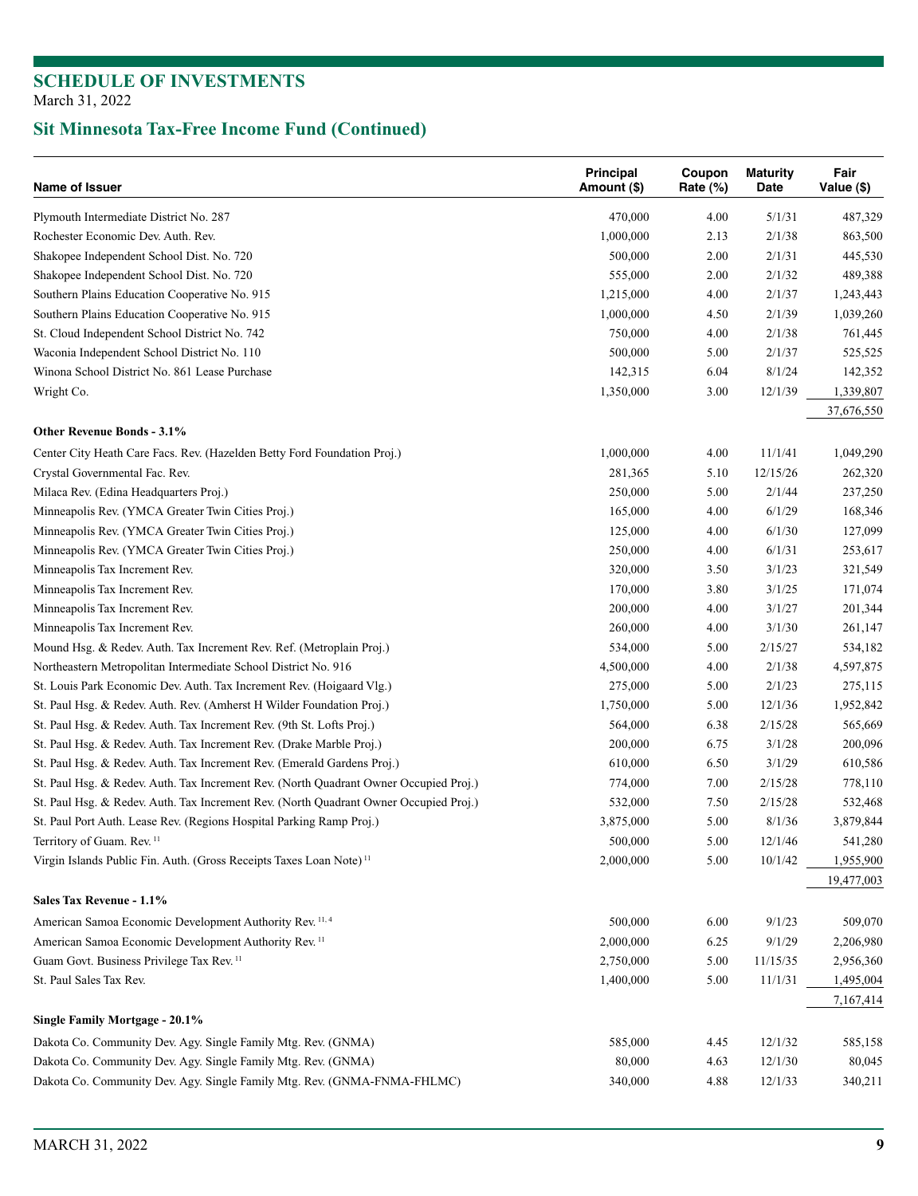# SCHEDULE OF INVESTMENTS

March 31, 2022

## Sit Minnesota Tax-Free Income Fund (Continued)

| Name of Issuer | Principal Amount ($) | Coupon Rate (%) | Maturity Date | Fair Value ($) |
|---|---|---|---|---|
| Plymouth Intermediate District No. 287 | 470,000 | 4.00 | 5/1/31 | 487,329 |
| Rochester Economic Dev. Auth. Rev. | 1,000,000 | 2.13 | 2/1/38 | 863,500 |
| Shakopee Independent School Dist. No. 720 | 500,000 | 2.00 | 2/1/31 | 445,530 |
| Shakopee Independent School Dist. No. 720 | 555,000 | 2.00 | 2/1/32 | 489,388 |
| Southern Plains Education Cooperative No. 915 | 1,215,000 | 4.00 | 2/1/37 | 1,243,443 |
| Southern Plains Education Cooperative No. 915 | 1,000,000 | 4.50 | 2/1/39 | 1,039,260 |
| St. Cloud Independent School District No. 742 | 750,000 | 4.00 | 2/1/38 | 761,445 |
| Waconia Independent School District No. 110 | 500,000 | 5.00 | 2/1/37 | 525,525 |
| Winona School District No. 861 Lease Purchase | 142,315 | 6.04 | 8/1/24 | 142,352 |
| Wright Co. | 1,350,000 | 3.00 | 12/1/39 | 1,339,807 |
| | | | | 37,676,550 |
| **Other Revenue Bonds - 3.1%** | | | | |
| Center City Heath Care Facs. Rev. (Hazelden Betty Ford Foundation Proj.) | 1,000,000 | 4.00 | 11/1/41 | 1,049,290 |
| Crystal Governmental Fac. Rev. | 281,365 | 5.10 | 12/15/26 | 262,320 |
| Milaca Rev. (Edina Headquarters Proj.) | 250,000 | 5.00 | 2/1/44 | 237,250 |
| Minneapolis Rev. (YMCA Greater Twin Cities Proj.) | 165,000 | 4.00 | 6/1/29 | 168,346 |
| Minneapolis Rev. (YMCA Greater Twin Cities Proj.) | 125,000 | 4.00 | 6/1/30 | 127,099 |
| Minneapolis Rev. (YMCA Greater Twin Cities Proj.) | 250,000 | 4.00 | 6/1/31 | 253,617 |
| Minneapolis Tax Increment Rev. | 320,000 | 3.50 | 3/1/23 | 321,549 |
| Minneapolis Tax Increment Rev. | 170,000 | 3.80 | 3/1/25 | 171,074 |
| Minneapolis Tax Increment Rev. | 200,000 | 4.00 | 3/1/27 | 201,344 |
| Minneapolis Tax Increment Rev. | 260,000 | 4.00 | 3/1/30 | 261,147 |
| Mound Hsg. & Redev. Auth. Tax Increment Rev. Ref. (Metroplain Proj.) | 534,000 | 5.00 | 2/15/27 | 534,182 |
| Northeastern Metropolitan Intermediate School District No. 916 | 4,500,000 | 4.00 | 2/1/38 | 4,597,875 |
| St. Louis Park Economic Dev. Auth. Tax Increment Rev. (Hoigaard Vlg.) | 275,000 | 5.00 | 2/1/23 | 275,115 |
| St. Paul Hsg. & Redev. Auth. Rev. (Amherst H Wilder Foundation Proj.) | 1,750,000 | 5.00 | 12/1/36 | 1,952,842 |
| St. Paul Hsg. & Redev. Auth. Tax Increment Rev. (9th St. Lofts Proj.) | 564,000 | 6.38 | 2/15/28 | 565,669 |
| St. Paul Hsg. & Redev. Auth. Tax Increment Rev. (Drake Marble Proj.) | 200,000 | 6.75 | 3/1/28 | 200,096 |
| St. Paul Hsg. & Redev. Auth. Tax Increment Rev. (Emerald Gardens Proj.) | 610,000 | 6.50 | 3/1/29 | 610,586 |
| St. Paul Hsg. & Redev. Auth. Tax Increment Rev. (North Quadrant Owner Occupied Proj.) | 774,000 | 7.00 | 2/15/28 | 778,110 |
| St. Paul Hsg. & Redev. Auth. Tax Increment Rev. (North Quadrant Owner Occupied Proj.) | 532,000 | 7.50 | 2/15/28 | 532,468 |
| St. Paul Port Auth. Lease Rev. (Regions Hospital Parking Ramp Proj.) | 3,875,000 | 5.00 | 8/1/36 | 3,879,844 |
| Territory of Guam. Rev. [11] | 500,000 | 5.00 | 12/1/46 | 541,280 |
| Virgin Islands Public Fin. Auth. (Gross Receipts Taxes Loan Note) [11] | 2,000,000 | 5.00 | 10/1/42 | 1,955,900 |
| | | | | 19,477,003 |
| **Sales Tax Revenue - 1.1%** | | | | |
| American Samoa Economic Development Authority Rev. [11, 4] | 500,000 | 6.00 | 9/1/23 | 509,070 |
| American Samoa Economic Development Authority Rev. [11] | 2,000,000 | 6.25 | 9/1/29 | 2,206,980 |
| Guam Govt. Business Privilege Tax Rev. [11] | 2,750,000 | 5.00 | 11/15/35 | 2,956,360 |
| St. Paul Sales Tax Rev. | 1,400,000 | 5.00 | 11/1/31 | 1,495,004 |
| | | | | 7,167,414 |
| **Single Family Mortgage - 20.1%** | | | | |
| Dakota Co. Community Dev. Agy. Single Family Mtg. Rev. (GNMA) | 585,000 | 4.45 | 12/1/32 | 585,158 |
| Dakota Co. Community Dev. Agy. Single Family Mtg. Rev. (GNMA) | 80,000 | 4.63 | 12/1/30 | 80,045 |
| Dakota Co. Community Dev. Agy. Single Family Mtg. Rev. (GNMA-FNMA-FHLMC) | 340,000 | 4.88 | 12/1/33 | 340,211 |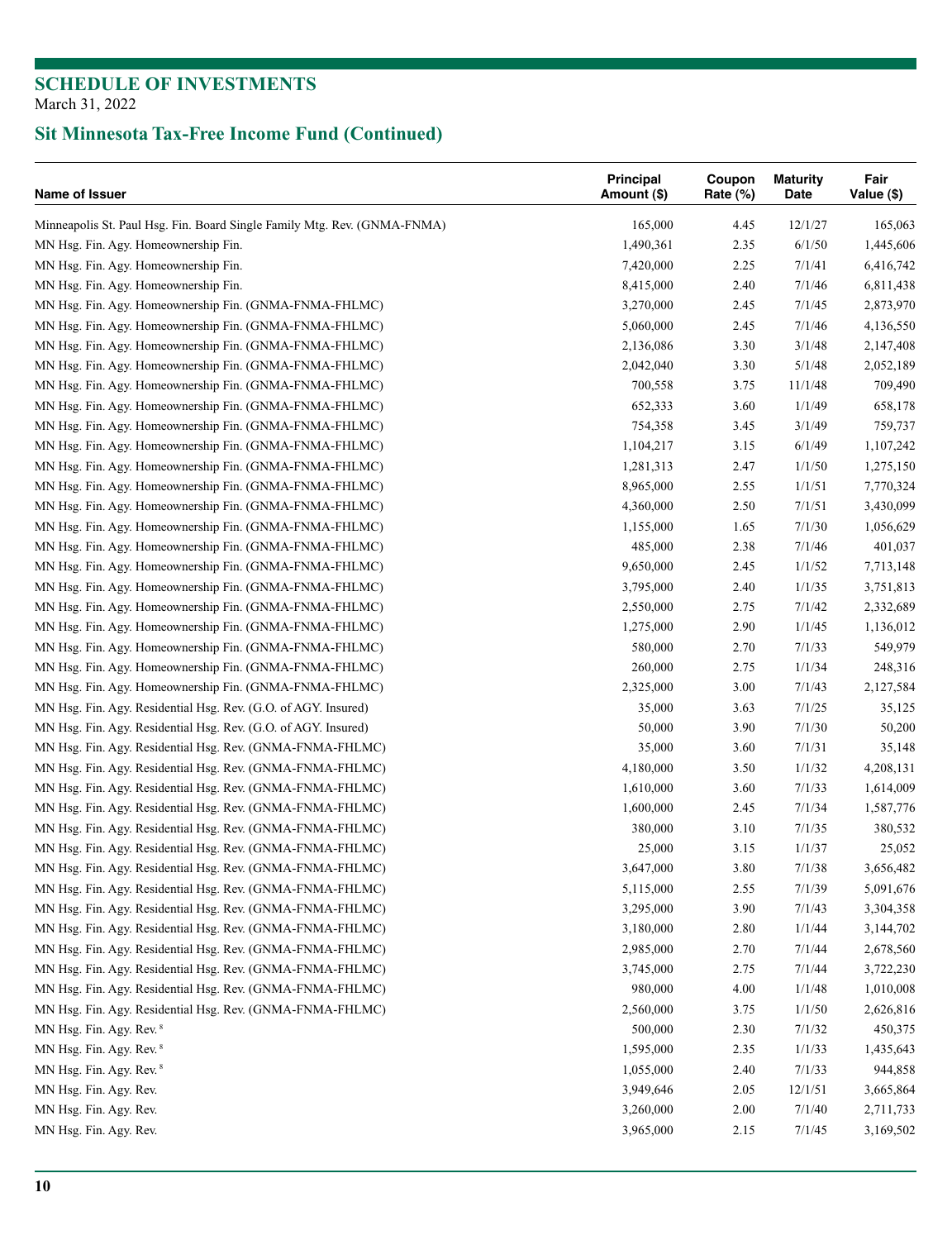# SCHEDULE OF INVESTMENTS

March 31, 2022

## Sit Minnesota Tax-Free Income Fund (Continued)

| Name of Issuer | Principal Amount ($) | Coupon Rate (%) | Maturity Date | Fair Value ($) |
|---|---|---|---|---|
| Minneapolis St. Paul Hsg. Fin. Board Single Family Mtg. Rev. (GNMA-FNMA) | 165,000 | 4.45 | 12/1/27 | 165,063 |
| MN Hsg. Fin. Agy. Homeownership Fin. | 1,490,361 | 2.35 | 6/1/50 | 1,445,606 |
| MN Hsg. Fin. Agy. Homeownership Fin. | 7,420,000 | 2.25 | 7/1/41 | 6,416,742 |
| MN Hsg. Fin. Agy. Homeownership Fin. | 8,415,000 | 2.40 | 7/1/46 | 6,811,438 |
| MN Hsg. Fin. Agy. Homeownership Fin. (GNMA-FNMA-FHLMC) | 3,270,000 | 2.45 | 7/1/45 | 2,873,970 |
| MN Hsg. Fin. Agy. Homeownership Fin. (GNMA-FNMA-FHLMC) | 5,060,000 | 2.45 | 7/1/46 | 4,136,550 |
| MN Hsg. Fin. Agy. Homeownership Fin. (GNMA-FNMA-FHLMC) | 2,136,086 | 3.30 | 3/1/48 | 2,147,408 |
| MN Hsg. Fin. Agy. Homeownership Fin. (GNMA-FNMA-FHLMC) | 2,042,040 | 3.30 | 5/1/48 | 2,052,189 |
| MN Hsg. Fin. Agy. Homeownership Fin. (GNMA-FNMA-FHLMC) | 700,558 | 3.75 | 11/1/48 | 709,490 |
| MN Hsg. Fin. Agy. Homeownership Fin. (GNMA-FNMA-FHLMC) | 652,333 | 3.60 | 1/1/49 | 658,178 |
| MN Hsg. Fin. Agy. Homeownership Fin. (GNMA-FNMA-FHLMC) | 754,358 | 3.45 | 3/1/49 | 759,737 |
| MN Hsg. Fin. Agy. Homeownership Fin. (GNMA-FNMA-FHLMC) | 1,104,217 | 3.15 | 6/1/49 | 1,107,242 |
| MN Hsg. Fin. Agy. Homeownership Fin. (GNMA-FNMA-FHLMC) | 1,281,313 | 2.47 | 1/1/50 | 1,275,150 |
| MN Hsg. Fin. Agy. Homeownership Fin. (GNMA-FNMA-FHLMC) | 8,965,000 | 2.55 | 1/1/51 | 7,770,324 |
| MN Hsg. Fin. Agy. Homeownership Fin. (GNMA-FNMA-FHLMC) | 4,360,000 | 2.50 | 7/1/51 | 3,430,099 |
| MN Hsg. Fin. Agy. Homeownership Fin. (GNMA-FNMA-FHLMC) | 1,155,000 | 1.65 | 7/1/30 | 1,056,629 |
| MN Hsg. Fin. Agy. Homeownership Fin. (GNMA-FNMA-FHLMC) | 485,000 | 2.38 | 7/1/46 | 401,037 |
| MN Hsg. Fin. Agy. Homeownership Fin. (GNMA-FNMA-FHLMC) | 9,650,000 | 2.45 | 1/1/52 | 7,713,148 |
| MN Hsg. Fin. Agy. Homeownership Fin. (GNMA-FNMA-FHLMC) | 3,795,000 | 2.40 | 1/1/35 | 3,751,813 |
| MN Hsg. Fin. Agy. Homeownership Fin. (GNMA-FNMA-FHLMC) | 2,550,000 | 2.75 | 7/1/42 | 2,332,689 |
| MN Hsg. Fin. Agy. Homeownership Fin. (GNMA-FNMA-FHLMC) | 1,275,000 | 2.90 | 1/1/45 | 1,136,012 |
| MN Hsg. Fin. Agy. Homeownership Fin. (GNMA-FNMA-FHLMC) | 580,000 | 2.70 | 7/1/33 | 549,979 |
| MN Hsg. Fin. Agy. Homeownership Fin. (GNMA-FNMA-FHLMC) | 260,000 | 2.75 | 1/1/34 | 248,316 |
| MN Hsg. Fin. Agy. Homeownership Fin. (GNMA-FNMA-FHLMC) | 2,325,000 | 3.00 | 7/1/43 | 2,127,584 |
| MN Hsg. Fin. Agy. Residential Hsg. Rev. (G.O. of AGY. Insured) | 35,000 | 3.63 | 7/1/25 | 35,125 |
| MN Hsg. Fin. Agy. Residential Hsg. Rev. (G.O. of AGY. Insured) | 50,000 | 3.90 | 7/1/30 | 50,200 |
| MN Hsg. Fin. Agy. Residential Hsg. Rev. (GNMA-FNMA-FHLMC) | 35,000 | 3.60 | 7/1/31 | 35,148 |
| MN Hsg. Fin. Agy. Residential Hsg. Rev. (GNMA-FNMA-FHLMC) | 4,180,000 | 3.50 | 1/1/32 | 4,208,131 |
| MN Hsg. Fin. Agy. Residential Hsg. Rev. (GNMA-FNMA-FHLMC) | 1,610,000 | 3.60 | 7/1/33 | 1,614,009 |
| MN Hsg. Fin. Agy. Residential Hsg. Rev. (GNMA-FNMA-FHLMC) | 1,600,000 | 2.45 | 7/1/34 | 1,587,776 |
| MN Hsg. Fin. Agy. Residential Hsg. Rev. (GNMA-FNMA-FHLMC) | 380,000 | 3.10 | 7/1/35 | 380,532 |
| MN Hsg. Fin. Agy. Residential Hsg. Rev. (GNMA-FNMA-FHLMC) | 25,000 | 3.15 | 1/1/37 | 25,052 |
| MN Hsg. Fin. Agy. Residential Hsg. Rev. (GNMA-FNMA-FHLMC) | 3,647,000 | 3.80 | 7/1/38 | 3,656,482 |
| MN Hsg. Fin. Agy. Residential Hsg. Rev. (GNMA-FNMA-FHLMC) | 5,115,000 | 2.55 | 7/1/39 | 5,091,676 |
| MN Hsg. Fin. Agy. Residential Hsg. Rev. (GNMA-FNMA-FHLMC) | 3,295,000 | 3.90 | 7/1/43 | 3,304,358 |
| MN Hsg. Fin. Agy. Residential Hsg. Rev. (GNMA-FNMA-FHLMC) | 3,180,000 | 2.80 | 1/1/44 | 3,144,702 |
| MN Hsg. Fin. Agy. Residential Hsg. Rev. (GNMA-FNMA-FHLMC) | 2,985,000 | 2.70 | 7/1/44 | 2,678,560 |
| MN Hsg. Fin. Agy. Residential Hsg. Rev. (GNMA-FNMA-FHLMC) | 3,745,000 | 2.75 | 7/1/44 | 3,722,230 |
| MN Hsg. Fin. Agy. Residential Hsg. Rev. (GNMA-FNMA-FHLMC) | 980,000 | 4.00 | 1/1/48 | 1,010,008 |
| MN Hsg. Fin. Agy. Residential Hsg. Rev. (GNMA-FNMA-FHLMC) | 2,560,000 | 3.75 | 1/1/50 | 2,626,816 |
| MN Hsg. Fin. Agy. Rev. [8] | 500,000 | 2.30 | 7/1/32 | 450,375 |
| MN Hsg. Fin. Agy. Rev. [8] | 1,595,000 | 2.35 | 1/1/33 | 1,435,643 |
| MN Hsg. Fin. Agy. Rev. [8] | 1,055,000 | 2.40 | 7/1/33 | 944,858 |
| MN Hsg. Fin. Agy. Rev. | 3,949,646 | 2.05 | 12/1/51 | 3,665,864 |
| MN Hsg. Fin. Agy. Rev. | 3,260,000 | 2.00 | 7/1/40 | 2,711,733 |
| MN Hsg. Fin. Agy. Rev. | 3,965,000 | 2.15 | 7/1/45 | 3,169,502 |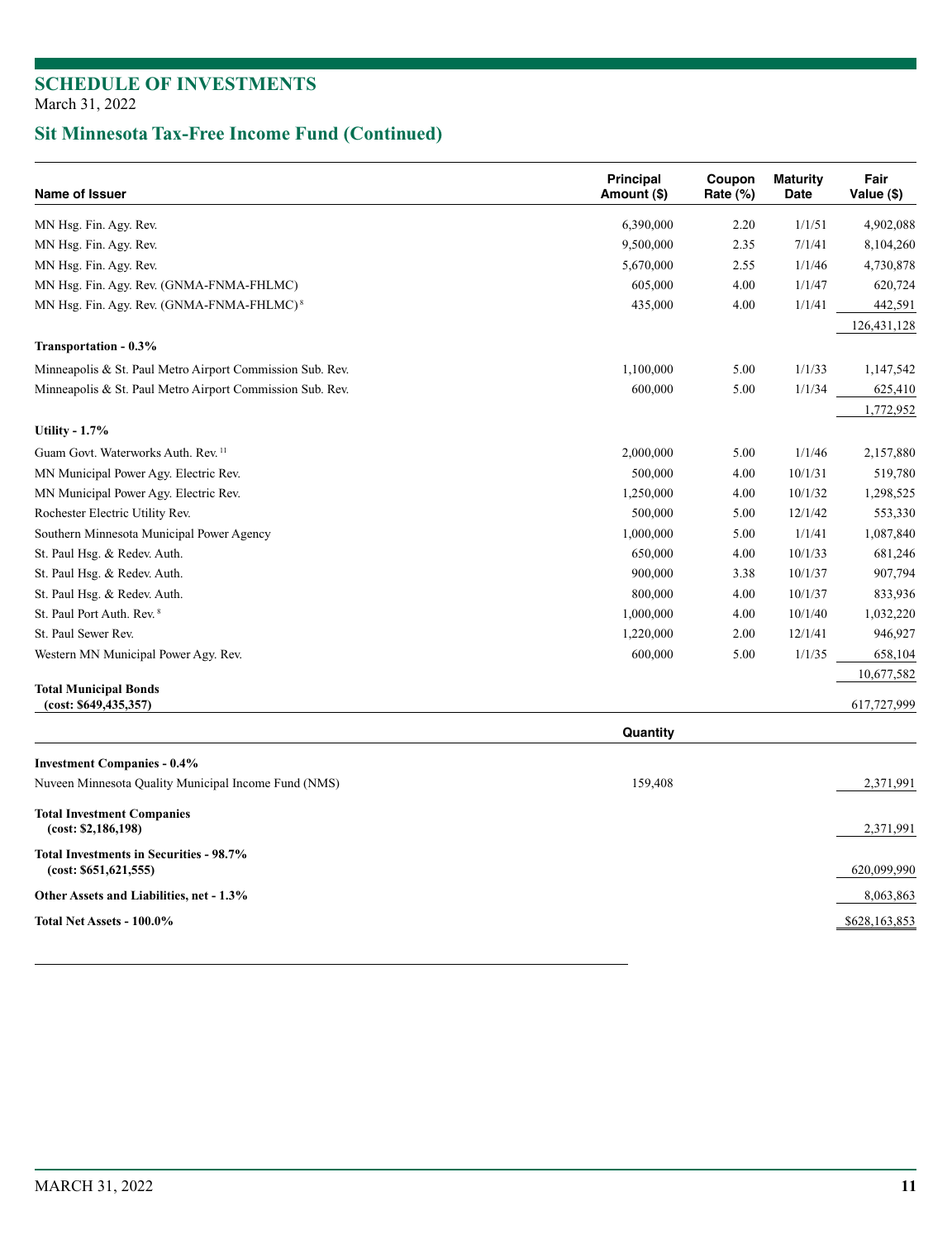# SCHEDULE OF INVESTMENTS

March 31, 2022

## Sit Minnesota Tax-Free Income Fund (Continued)

| Name of Issuer | Principal Amount ($) | Coupon Rate (%) | Maturity Date | Fair Value ($) |
|---|---|---|---|---|
| MN Hsg. Fin. Agy. Rev. | 6,390,000 | 2.20 | 1/1/51 | 4,902,088 |
| MN Hsg. Fin. Agy. Rev. | 9,500,000 | 2.35 | 7/1/41 | 8,104,260 |
| MN Hsg. Fin. Agy. Rev. | 5,670,000 | 2.55 | 1/1/46 | 4,730,878 |
| MN Hsg. Fin. Agy. Rev. (GNMA-FNMA-FHLMC) | 605,000 | 4.00 | 1/1/47 | 620,724 |
| MN Hsg. Fin. Agy. Rev. (GNMA-FNMA-FHLMC) [8] | 435,000 | 4.00 | 1/1/41 | 442,591 |
| | | | | 126,431,128 |
| **Transportation - 0.3%** | | | | |
| Minneapolis & St. Paul Metro Airport Commission Sub. Rev. | 1,100,000 | 5.00 | 1/1/33 | 1,147,542 |
| Minneapolis & St. Paul Metro Airport Commission Sub. Rev. | 600,000 | 5.00 | 1/1/34 | 625,410 |
| | | | | 1,772,952 |
| **Utility - 1.7%** | | | | |
| Guam Govt. Waterworks Auth. Rev. [11] | 2,000,000 | 5.00 | 1/1/46 | 2,157,880 |
| MN Municipal Power Agy. Electric Rev. | 500,000 | 4.00 | 10/1/31 | 519,780 |
| MN Municipal Power Agy. Electric Rev. | 1,250,000 | 4.00 | 10/1/32 | 1,298,525 |
| Rochester Electric Utility Rev. | 500,000 | 5.00 | 12/1/42 | 553,330 |
| Southern Minnesota Municipal Power Agency | 1,000,000 | 5.00 | 1/1/41 | 1,087,840 |
| St. Paul Hsg. & Redev. Auth. | 650,000 | 4.00 | 10/1/33 | 681,246 |
| St. Paul Hsg. & Redev. Auth. | 900,000 | 3.38 | 10/1/37 | 907,794 |
| St. Paul Hsg. & Redev. Auth. | 800,000 | 4.00 | 10/1/37 | 833,936 |
| St. Paul Port Auth. Rev. [8] | 1,000,000 | 4.00 | 10/1/40 | 1,032,220 |
| St. Paul Sewer Rev. | 1,220,000 | 2.00 | 12/1/41 | 946,927 |
| Western MN Municipal Power Agy. Rev. | 600,000 | 5.00 | 1/1/35 | 658,104 |
| | | | | 10,677,582 |
| **Total Municipal Bonds (cost: $649,435,357)** | | | | 617,727,999 |

| | Quantity | | | Fair Value ($) |
|---|---|---|---|---|
| **Investment Companies - 0.4%** | | | | |
| Nuveen Minnesota Quality Municipal Income Fund (NMS) | 159,408 | | | 2,371,991 |
| **Total Investment Companies (cost: $2,186,198)** | | | | 2,371,991 |
| **Total Investments in Securities - 98.7% (cost: $651,621,555)** | | | | 620,099,990 |
| **Other Assets and Liabilities, net - 1.3%** | | | | 8,063,863 |
| **Total Net Assets - 100.0%** | | | | $628,163,853 |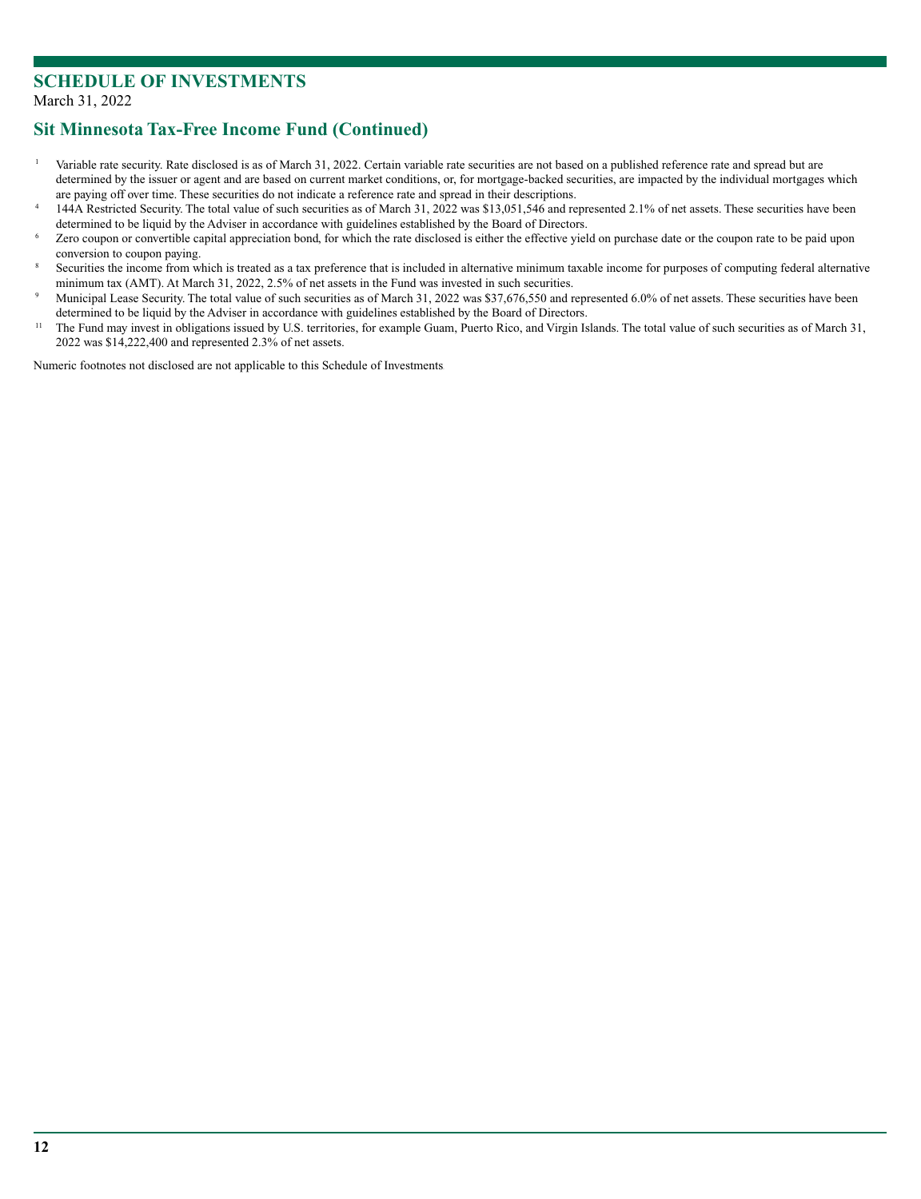# SCHEDULE OF INVESTMENTS

March 31, 2022

## Sit Minnesota Tax-Free Income Fund (Continued)

[1] Variable rate security. Rate disclosed is as of March 31, 2022. Certain variable rate securities are not based on a published reference rate and spread but are determined by the issuer or agent and are based on current market conditions, or, for mortgage-backed securities, are impacted by the individual mortgages which are paying off over time. These securities do not indicate a reference rate and spread in their descriptions.

[4] 144A Restricted Security. The total value of such securities as of March 31, 2022 was $13,051,546 and represented 2.1% of net assets. These securities have been determined to be liquid by the Adviser in accordance with guidelines established by the Board of Directors.

[6] Zero coupon or convertible capital appreciation bond, for which the rate disclosed is either the effective yield on purchase date or the coupon rate to be paid upon conversion to coupon paying.

[8] Securities the income from which is treated as a tax preference that is included in alternative minimum taxable income for purposes of computing federal alternative minimum tax (AMT). At March 31, 2022, 2.5% of net assets in the Fund was invested in such securities.

[9] Municipal Lease Security. The total value of such securities as of March 31, 2022 was $37,676,550 and represented 6.0% of net assets. These securities have been determined to be liquid by the Adviser in accordance with guidelines established by the Board of Directors.

[11] The Fund may invest in obligations issued by U.S. territories, for example Guam, Puerto Rico, and Virgin Islands. The total value of such securities as of March 31, 2022 was $14,222,400 and represented 2.3% of net assets.

Numeric footnotes not disclosed are not applicable to this Schedule of Investments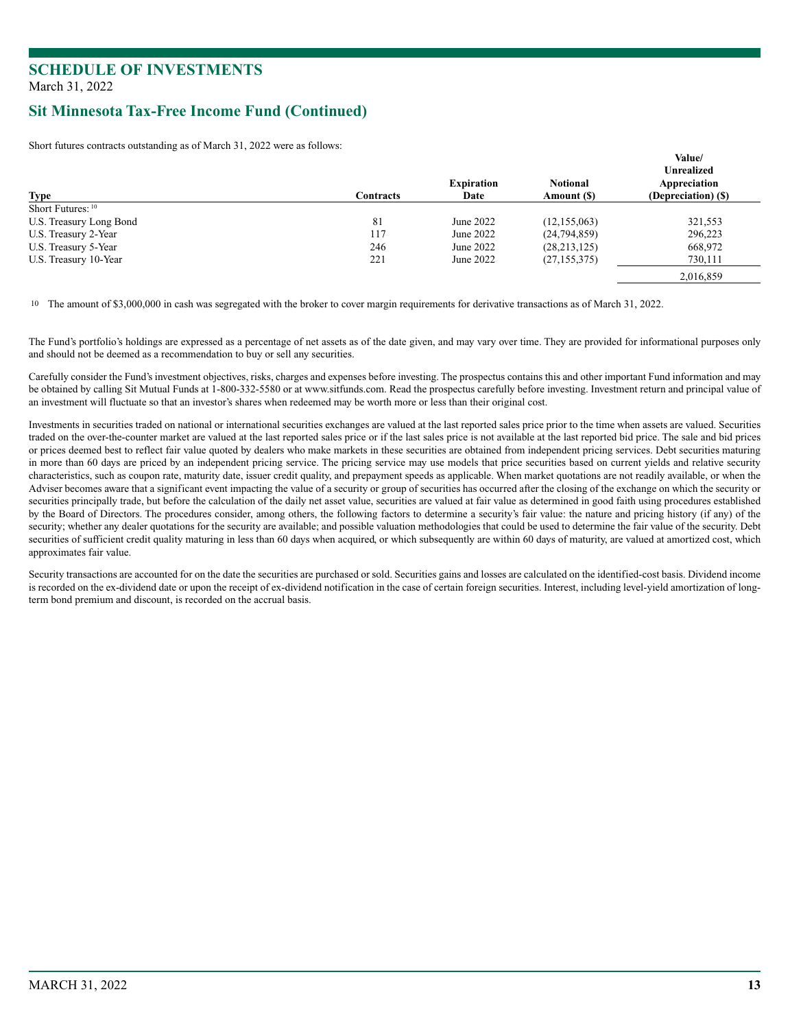# SCHEDULE OF INVESTMENTS

March 31, 2022

## Sit Minnesota Tax-Free Income Fund (Continued)

Short futures contracts outstanding as of March 31, 2022 were as follows:

| Type | Contracts | Expiration Date | Notional Amount ($) | Value/ Unrealized Appreciation (Depreciation) ($) |
|---|---|---|---|---|
| Short Futures: [10] | | | | |
| U.S. Treasury Long Bond | 81 | June 2022 | (12,155,063) | 321,553 |
| U.S. Treasury 2-Year | 117 | June 2022 | (24,794,859) | 296,223 |
| U.S. Treasury 5-Year | 246 | June 2022 | (28,213,125) | 668,972 |
| U.S. Treasury 10-Year | 221 | June 2022 | (27,155,375) | 730,111 |
| | | | | 2,016,859 |

[10] The amount of $3,000,000 in cash was segregated with the broker to cover margin requirements for derivative transactions as of March 31, 2022.

The Fund's portfolio's holdings are expressed as a percentage of net assets as of the date given, and may vary over time. They are provided for informational purposes only and should not be deemed as a recommendation to buy or sell any securities.

Carefully consider the Fund's investment objectives, risks, charges and expenses before investing. The prospectus contains this and other important Fund information and may be obtained by calling Sit Mutual Funds at 1-800-332-5580 or at www.sitfunds.com. Read the prospectus carefully before investing. Investment return and principal value of an investment will fluctuate so that an investor's shares when redeemed may be worth more or less than their original cost.

Investments in securities traded on national or international securities exchanges are valued at the last reported sales price prior to the time when assets are valued. Securities traded on the over-the-counter market are valued at the last reported sales price or if the last sales price is not available at the last reported bid price. The sale and bid prices or prices deemed best to reflect fair value quoted by dealers who make markets in these securities are obtained from independent pricing services. Debt securities maturing in more than 60 days are priced by an independent pricing service. The pricing service may use models that price securities based on current yields and relative security characteristics, such as coupon rate, maturity date, issuer credit quality, and prepayment speeds as applicable. When market quotations are not readily available, or when the Adviser becomes aware that a significant event impacting the value of a security or group of securities has occurred after the closing of the exchange on which the security or securities principally trade, but before the calculation of the daily net asset value, securities are valued at fair value as determined in good faith using procedures established by the Board of Directors. The procedures consider, among others, the following factors to determine a security's fair value: the nature and pricing history (if any) of the security; whether any dealer quotations for the security are available; and possible valuation methodologies that could be used to determine the fair value of the security. Debt securities of sufficient credit quality maturing in less than 60 days when acquired, or which subsequently are within 60 days of maturity, are valued at amortized cost, which approximates fair value.

Security transactions are accounted for on the date the securities are purchased or sold. Securities gains and losses are calculated on the identified-cost basis. Dividend income is recorded on the ex-dividend date or upon the receipt of ex-dividend notification in the case of certain foreign securities. Interest, including level-yield amortization of long-term bond premium and discount, is recorded on the accrual basis.